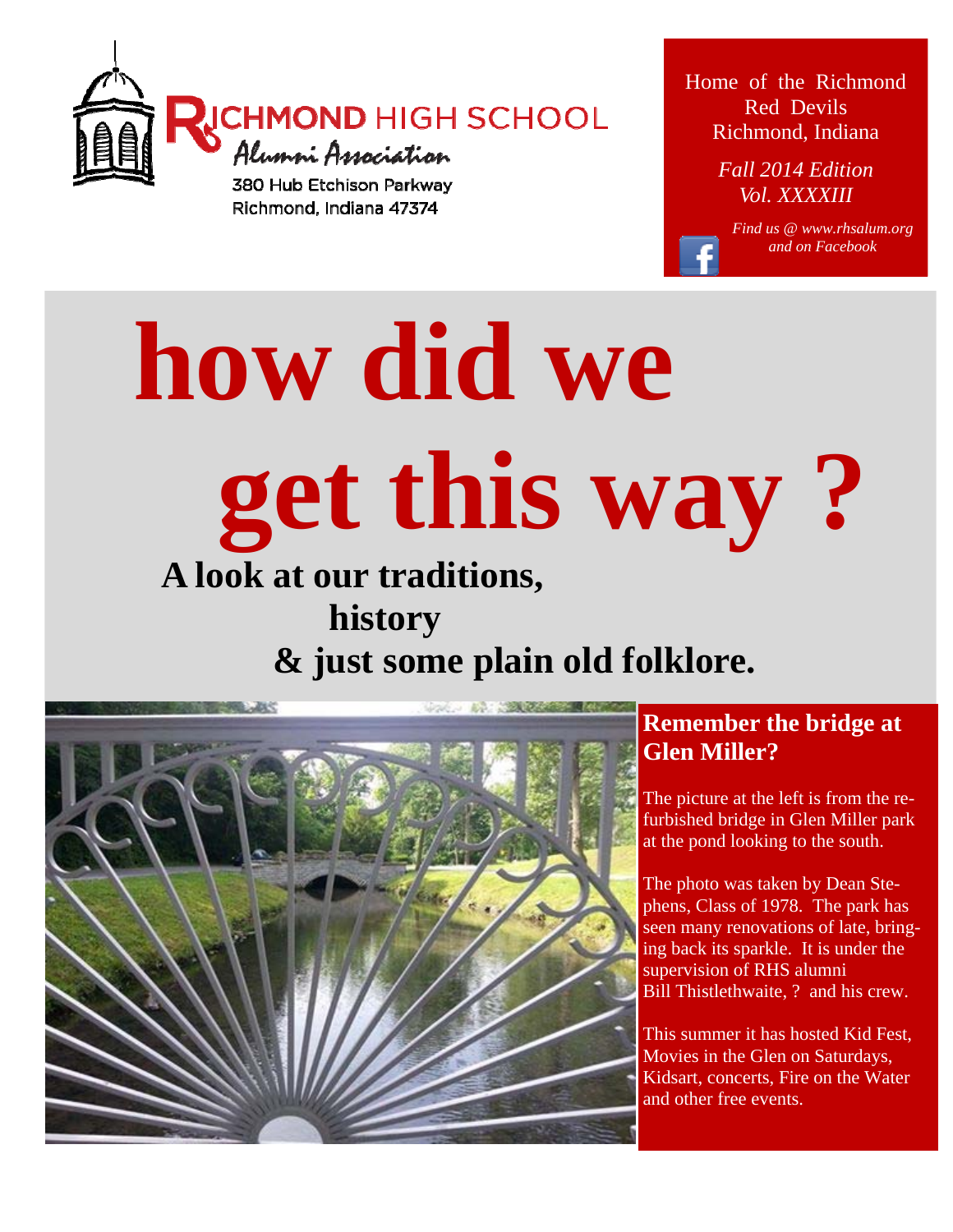RICHMOND HIGH SCHOOL
*Alumni Association*
380 Hub Etchison Parkway
Richmond, Indiana 47374

Home of the Richmond Red Devils
Richmond, Indiana

*Fall 2014 Edition*
*Vol. XXXXIII*

*Find us @ www.rhsalum.org and on Facebook*

# how did we get this way ?

**A look at our traditions,**
**history**
**& just some plain old folklore.**

## Remember the bridge at Glen Miller?

The picture at the left is from the refurbished bridge in Glen Miller park at the pond looking to the south.

The photo was taken by Dean Stephens, Class of 1978. The park has seen many renovations of late, bringing back its sparkle. It is under the supervision of RHS alumni Bill Thistlethwaite, ? and his crew.

This summer it has hosted Kid Fest, Movies in the Glen on Saturdays, Kidsart, concerts, Fire on the Water and other free events.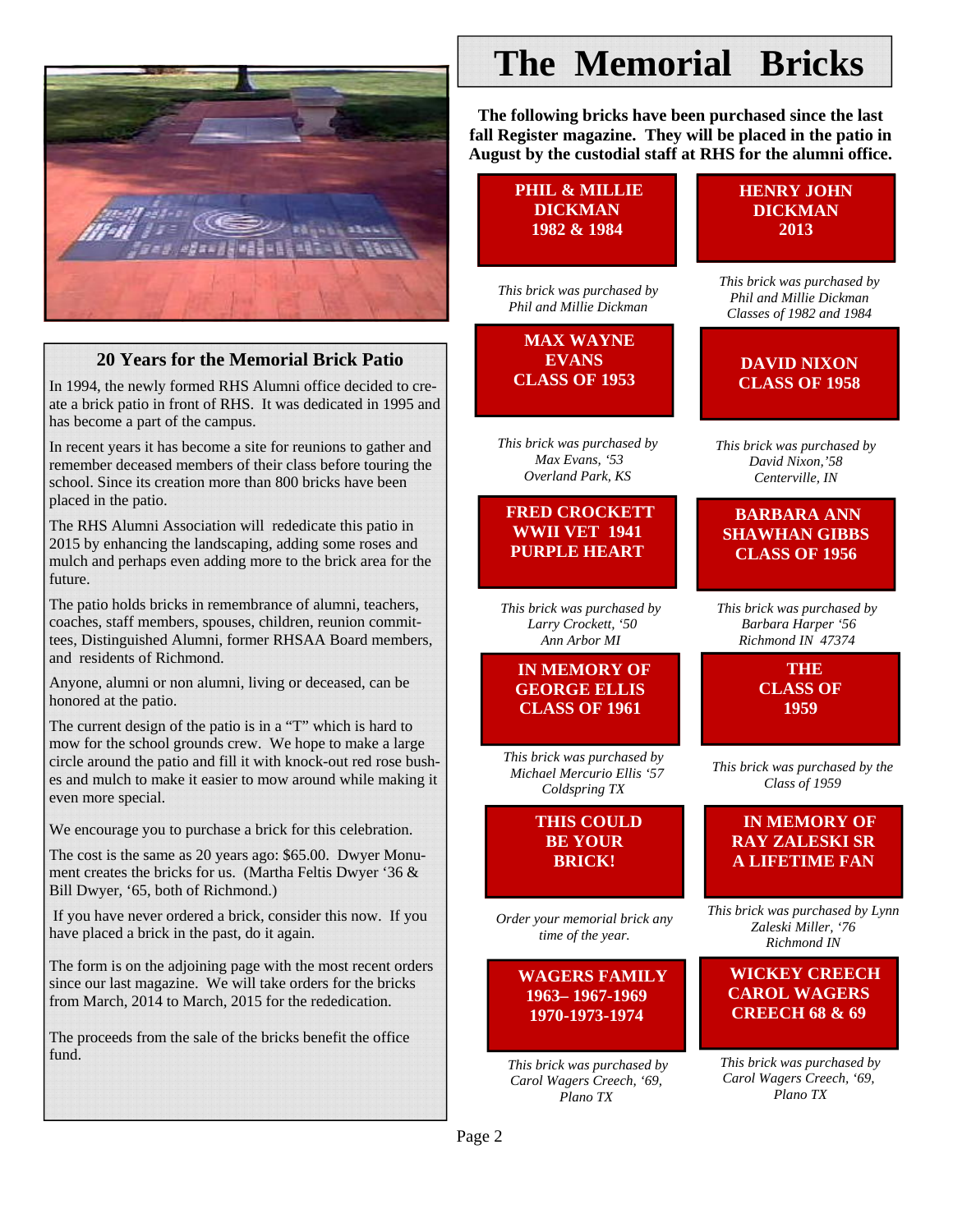## 20 Years for the Memorial Brick Patio

In 1994, the newly formed RHS Alumni office decided to create a brick patio in front of RHS. It was dedicated in 1995 and has become a part of the campus.

In recent years it has become a site for reunions to gather and remember deceased members of their class before touring the school. Since its creation more than 800 bricks have been placed in the patio.

The RHS Alumni Association will rededicate this patio in 2015 by enhancing the landscaping, adding some roses and mulch and perhaps even adding more to the brick area for the future.

The patio holds bricks in remembrance of alumni, teachers, coaches, staff members, spouses, children, reunion committees, Distinguished Alumni, former RHSAA Board members, and residents of Richmond.

Anyone, alumni or non alumni, living or deceased, can be honored at the patio.

The current design of the patio is in a "T" which is hard to mow for the school grounds crew. We hope to make a large circle around the patio and fill it with knock-out red rose bushes and mulch to make it easier to mow around while making it even more special.

We encourage you to purchase a brick for this celebration.

The cost is the same as 20 years ago: $65.00. Dwyer Monument creates the bricks for us. (Martha Feltis Dwyer '36 & Bill Dwyer, '65, both of Richmond.)

If you have never ordered a brick, consider this now. If you have placed a brick in the past, do it again.

The form is on the adjoining page with the most recent orders since our last magazine. We will take orders for the bricks from March, 2014 to March, 2015 for the rededication.

The proceeds from the sale of the bricks benefit the office fund.

# The Memorial Bricks

**The following bricks have been purchased since the last fall Register magazine. They will be placed in the patio in August by the custodial staff at RHS for the alumni office.**

**PHIL & MILLIE DICKMAN 1982 & 1984**

*This brick was purchased by Phil and Millie Dickman*

**HENRY JOHN DICKMAN 2013**

*This brick was purchased by Phil and Millie Dickman Classes of 1982 and 1984*

**MAX WAYNE EVANS CLASS OF 1953**

*This brick was purchased by Max Evans, '53 Overland Park, KS*

**DAVID NIXON CLASS OF 1958**

*This brick was purchased by David Nixon,'58 Centerville, IN*

**FRED CROCKETT WWII VET 1941 PURPLE HEART**

*This brick was purchased by Larry Crockett, '50 Ann Arbor MI*

**BARBARA ANN SHAWHAN GIBBS CLASS OF 1956**

*This brick was purchased by Barbara Harper '56 Richmond IN 47374*

**IN MEMORY OF GEORGE ELLIS CLASS OF 1961**

*This brick was purchased by Michael Mercurio Ellis '57 Coldspring TX*

**THE CLASS OF 1959**

*This brick was purchased by the Class of 1959*

**THIS COULD BE YOUR BRICK!**

*Order your memorial brick any time of the year.*

**IN MEMORY OF RAY ZALESKI SR A LIFETIME FAN**

*This brick was purchased by Lynn Zaleski Miller, '76 Richmond IN*

**WAGERS FAMILY 1963– 1967-1969 1970-1973-1974**

*This brick was purchased by Carol Wagers Creech, '69, Plano TX*

**WICKEY CREECH CAROL WAGERS CREECH 68 & 69**

*This brick was purchased by Carol Wagers Creech, '69, Plano TX*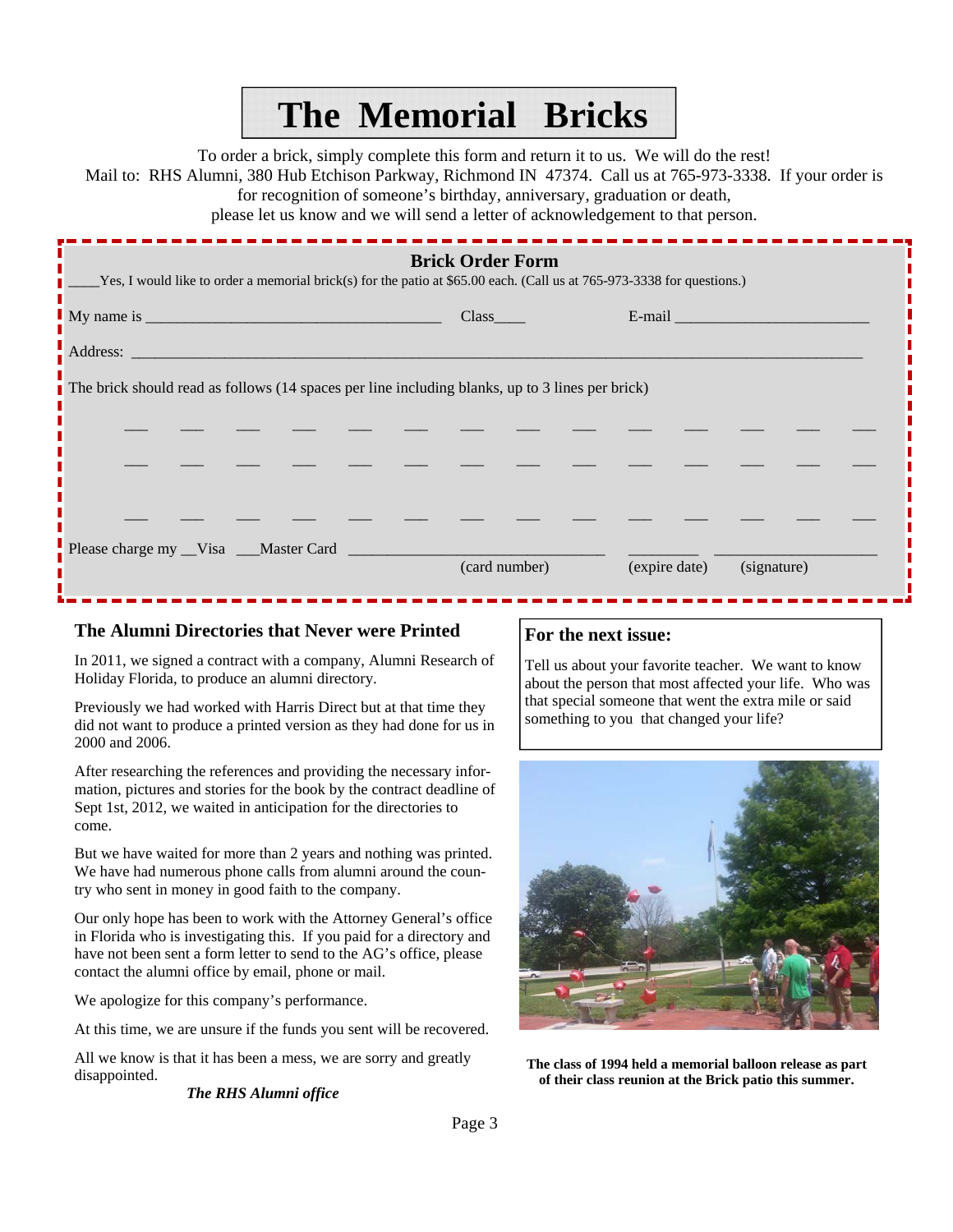# The Memorial Bricks

To order a brick, simply complete this form and return it to us. We will do the rest!
Mail to: RHS Alumni, 380 Hub Etchison Parkway, Richmond IN 47374. Call us at 765-973-3338. If your order is for recognition of someone's birthday, anniversary, graduation or death, please let us know and we will send a letter of acknowledgement to that person.

## Brick Order Form

____Yes, I would like to order a memorial brick(s) for the patio at $65.00 each. (Call us at 765-973-3338 for questions.)

My name is ____________________________________ Class____ E-mail ________________________

Address: ____________________________________________________________________________________

The brick should read as follows (14 spaces per line including blanks, up to 3 lines per brick)

___ ___ ___ ___ ___ ___ ___ ___ ___ ___ ___ ___ ___ ___

___ ___ ___ ___ ___ ___ ___ ___ ___ ___ ___ ___ ___ ___

___ ___ ___ ___ ___ ___ ___ ___ ___ ___ ___ ___ ___ ___

Please charge my __Visa ___Master Card ________________________________ ________ ____________________
(card number) (expire date) (signature)

### The Alumni Directories that Never were Printed

In 2011, we signed a contract with a company, Alumni Research of Holiday Florida, to produce an alumni directory.

Previously we had worked with Harris Direct but at that time they did not want to produce a printed version as they had done for us in 2000 and 2006.

After researching the references and providing the necessary information, pictures and stories for the book by the contract deadline of Sept 1st, 2012, we waited in anticipation for the directories to come.

But we have waited for more than 2 years and nothing was printed. We have had numerous phone calls from alumni around the country who sent in money in good faith to the company.

Our only hope has been to work with the Attorney General's office in Florida who is investigating this. If you paid for a directory and have not been sent a form letter to send to the AG's office, please contact the alumni office by email, phone or mail.

We apologize for this company's performance.

At this time, we are unsure if the funds you sent will be recovered.

All we know is that it has been a mess, we are sorry and greatly disappointed.

*The RHS Alumni office*

### For the next issue:

Tell us about your favorite teacher. We want to know about the person that most affected your life. Who was that special someone that went the extra mile or said something to you that changed your life?

**The class of 1994 held a memorial balloon release as part of their class reunion at the Brick patio this summer.**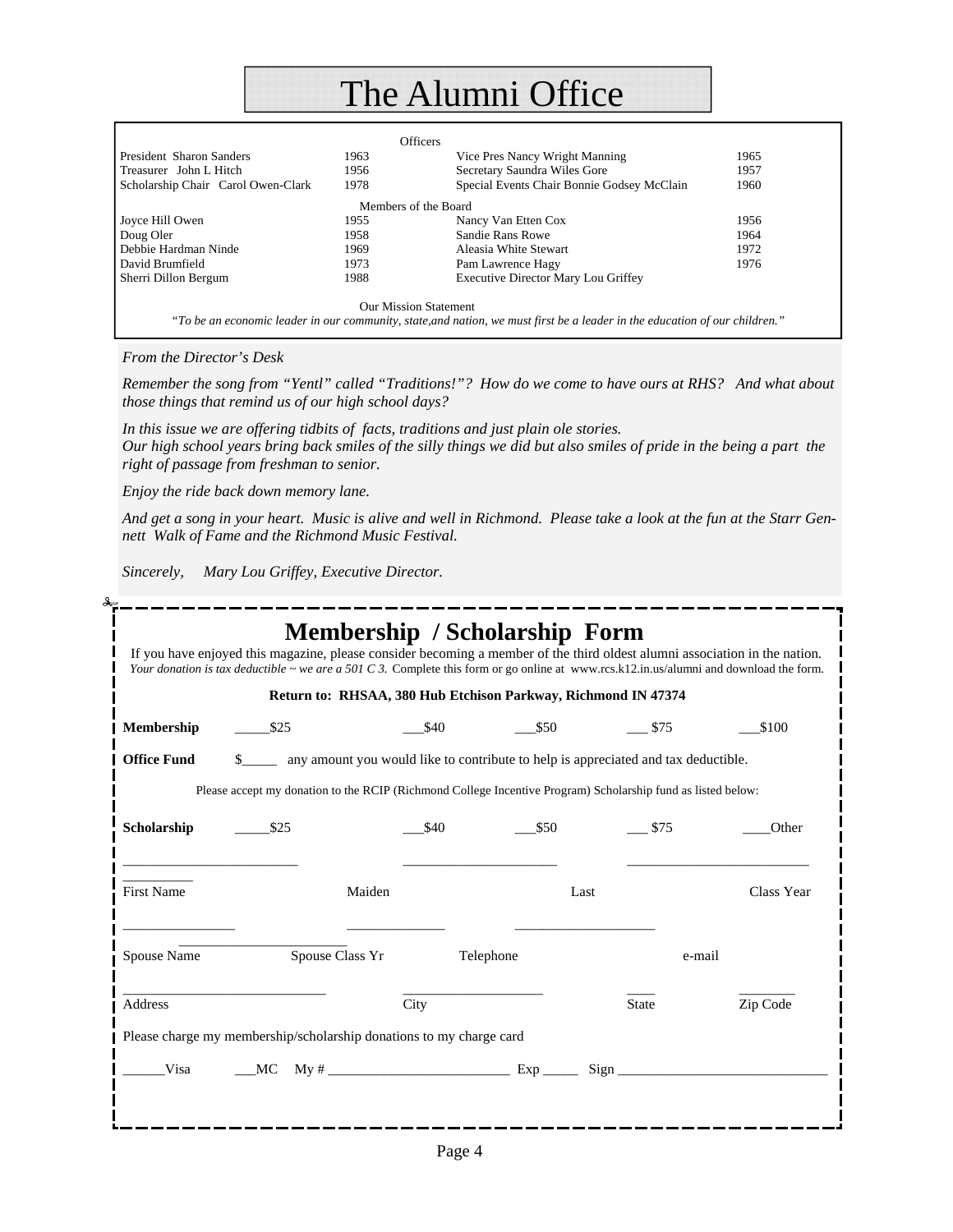# The Alumni Office

Officers

| | | | |
|---|---|---|---|
| President Sharon Sanders | 1963 | Vice Pres Nancy Wright Manning | 1965 |
| Treasurer John L Hitch | 1956 | Secretary Saundra Wiles Gore | 1957 |
| Scholarship Chair Carol Owen-Clark | 1978 | Special Events Chair Bonnie Godsey McClain | 1960 |

Members of the Board

| | | | |
|---|---|---|---|
| Joyce Hill Owen | 1955 | Nancy Van Etten Cox | 1956 |
| Doug Oler | 1958 | Sandie Rans Rowe | 1964 |
| Debbie Hardman Ninde | 1969 | Aleasia White Stewart | 1972 |
| David Brumfield | 1973 | Pam Lawrence Hagy | 1976 |
| Sherri Dillon Bergum | 1988 | Executive Director Mary Lou Griffey | |

Our Mission Statement

*"To be an economic leader in our community, state,and nation, we must first be a leader in the education of our children."*

*From the Director's Desk*

*Remember the song from "Yentl" called "Traditions!"? How do we come to have ours at RHS? And what about those things that remind us of our high school days?*

*In this issue we are offering tidbits of facts, traditions and just plain ole stories.*
*Our high school years bring back smiles of the silly things we did but also smiles of pride in the being a part the right of passage from freshman to senior.*

*Enjoy the ride back down memory lane.*

*And get a song in your heart. Music is alive and well in Richmond. Please take a look at the fun at the Starr Gennett Walk of Fame and the Richmond Music Festival.*

*Sincerely, Mary Lou Griffey, Executive Director.*

## Membership / Scholarship Form

If you have enjoyed this magazine, please consider becoming a member of the third oldest alumni association in the nation.
*Your donation is tax deductible ~ we are a 501 C 3.* Complete this form or go online at www.rcs.k12.in.us/alumni and download the form.

**Return to: RHSAA, 380 Hub Etchison Parkway, Richmond IN 47374**

**Membership** _____$25 ___$40 ___$50 ___ $75 ___$100

**Office Fund** $_____ any amount you would like to contribute to help is appreciated and tax deductible.

Please accept my donation to the RCIP (Richmond College Incentive Program) Scholarship fund as listed below:

**Scholarship** _____$25 ___$40 ___$50 ___ $75 ____Other

________________________ _____________________ _________________________ __________

First Name Maiden Last Class Year

_______________ _____________ ___________________ _______________________

Spouse Name Spouse Class Yr Telephone e-mail

____________________________ ___________________ ____ ________

Address City State Zip Code

Please charge my membership/scholarship donations to my charge card

______Visa ___MC My # __________________________ Exp _____ Sign _____________________________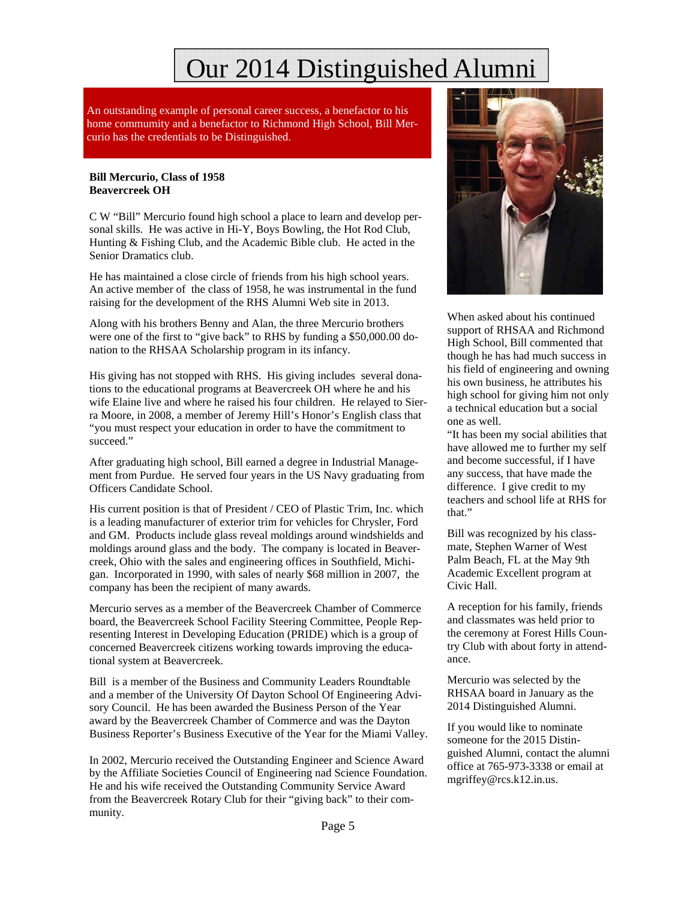# Our 2014 Distinguished Alumni

An outstanding example of personal career success, a benefactor to his home community and a benefactor to Richmond High School, Bill Mercurio has the credentials to be Distinguished.

**Bill Mercurio, Class of 1958**
**Beavercreek OH**

C W "Bill" Mercurio found high school a place to learn and develop personal skills. He was active in Hi-Y, Boys Bowling, the Hot Rod Club, Hunting & Fishing Club, and the Academic Bible club. He acted in the Senior Dramatics club.

He has maintained a close circle of friends from his high school years. An active member of the class of 1958, he was instrumental in the fund raising for the development of the RHS Alumni Web site in 2013.

Along with his brothers Benny and Alan, the three Mercurio brothers were one of the first to "give back" to RHS by funding a $50,000.00 donation to the RHSAA Scholarship program in its infancy.

His giving has not stopped with RHS. His giving includes several donations to the educational programs at Beavercreek OH where he and his wife Elaine live and where he raised his four children. He relayed to Sierra Moore, in 2008, a member of Jeremy Hill's Honor's English class that "you must respect your education in order to have the commitment to succeed."

After graduating high school, Bill earned a degree in Industrial Management from Purdue. He served four years in the US Navy graduating from Officers Candidate School.

His current position is that of President / CEO of Plastic Trim, Inc. which is a leading manufacturer of exterior trim for vehicles for Chrysler, Ford and GM. Products include glass reveal moldings around windshields and moldings around glass and the body. The company is located in Beavercreek, Ohio with the sales and engineering offices in Southfield, Michigan. Incorporated in 1990, with sales of nearly $68 million in 2007, the company has been the recipient of many awards.

Mercurio serves as a member of the Beavercreek Chamber of Commerce board, the Beavercreek School Facility Steering Committee, People Representing Interest in Developing Education (PRIDE) which is a group of concerned Beavercreek citizens working towards improving the educational system at Beavercreek.

Bill is a member of the Business and Community Leaders Roundtable and a member of the University Of Dayton School Of Engineering Advisory Council. He has been awarded the Business Person of the Year award by the Beavercreek Chamber of Commerce and was the Dayton Business Reporter's Business Executive of the Year for the Miami Valley.

In 2002, Mercurio received the Outstanding Engineer and Science Award by the Affiliate Societies Council of Engineering nad Science Foundation. He and his wife received the Outstanding Community Service Award from the Beavercreek Rotary Club for their "giving back" to their community.

When asked about his continued support of RHSAA and Richmond High School, Bill commented that though he has had much success in his field of engineering and owning his own business, he attributes his high school for giving him not only a technical education but a social one as well.

"It has been my social abilities that have allowed me to further my self and become successful, if I have any success, that have made the difference. I give credit to my teachers and school life at RHS for that."

Bill was recognized by his classmate, Stephen Warner of West Palm Beach, FL at the May 9th Academic Excellent program at Civic Hall.

A reception for his family, friends and classmates was held prior to the ceremony at Forest Hills Country Club with about forty in attendance.

Mercurio was selected by the RHSAA board in January as the 2014 Distinguished Alumni.

If you would like to nominate someone for the 2015 Distinguished Alumni, contact the alumni office at 765-973-3338 or email at mgriffey@rcs.k12.in.us.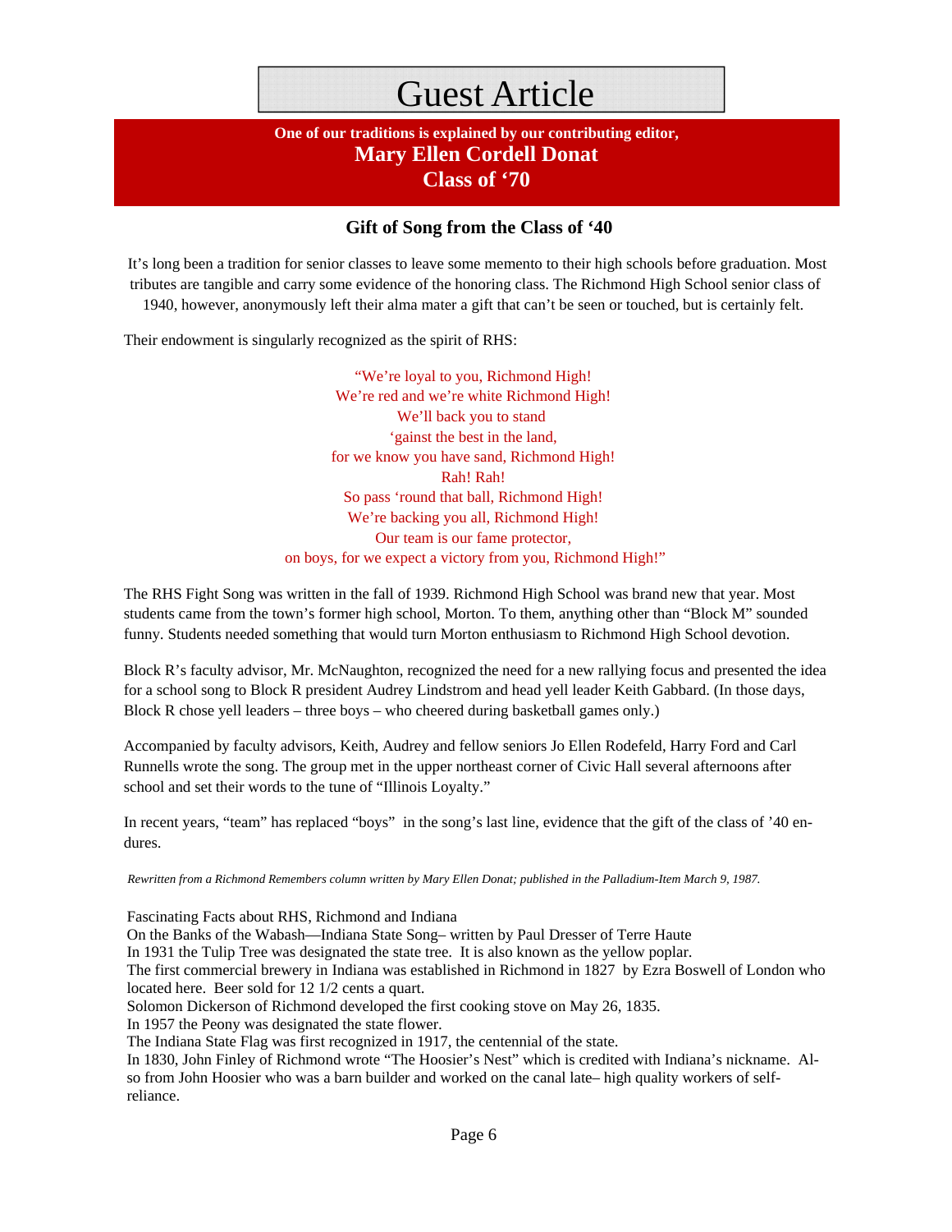# Guest Article

**One of our traditions is explained by our contributing editor,**
**Mary Ellen Cordell Donat**
**Class of '70**

### Gift of Song from the Class of '40

It's long been a tradition for senior classes to leave some memento to their high schools before graduation. Most tributes are tangible and carry some evidence of the honoring class. The Richmond High School senior class of 1940, however, anonymously left their alma mater a gift that can't be seen or touched, but is certainly felt.

Their endowment is singularly recognized as the spirit of RHS:

"We're loyal to you, Richmond High!
We're red and we're white Richmond High!
We'll back you to stand
'gainst the best in the land,
for we know you have sand, Richmond High!
Rah! Rah!
So pass 'round that ball, Richmond High!
We're backing you all, Richmond High!
Our team is our fame protector,
on boys, for we expect a victory from you, Richmond High!"

The RHS Fight Song was written in the fall of 1939. Richmond High School was brand new that year. Most students came from the town's former high school, Morton. To them, anything other than "Block M" sounded funny. Students needed something that would turn Morton enthusiasm to Richmond High School devotion.

Block R's faculty advisor, Mr. McNaughton, recognized the need for a new rallying focus and presented the idea for a school song to Block R president Audrey Lindstrom and head yell leader Keith Gabbard. (In those days, Block R chose yell leaders – three boys – who cheered during basketball games only.)

Accompanied by faculty advisors, Keith, Audrey and fellow seniors Jo Ellen Rodefeld, Harry Ford and Carl Runnells wrote the song. The group met in the upper northeast corner of Civic Hall several afternoons after school and set their words to the tune of "Illinois Loyalty."

In recent years, "team" has replaced "boys" in the song's last line, evidence that the gift of the class of '40 endures.

*Rewritten from a Richmond Remembers column written by Mary Ellen Donat; published in the Palladium-Item March 9, 1987.*

Fascinating Facts about RHS, Richmond and Indiana
On the Banks of the Wabash—Indiana State Song– written by Paul Dresser of Terre Haute
In 1931 the Tulip Tree was designated the state tree. It is also known as the yellow poplar.
The first commercial brewery in Indiana was established in Richmond in 1827 by Ezra Boswell of London who located here. Beer sold for 12 1/2 cents a quart.
Solomon Dickerson of Richmond developed the first cooking stove on May 26, 1835.
In 1957 the Peony was designated the state flower.
The Indiana State Flag was first recognized in 1917, the centennial of the state.
In 1830, John Finley of Richmond wrote "The Hoosier's Nest" which is credited with Indiana's nickname. Also from John Hoosier who was a barn builder and worked on the canal late– high quality workers of self-reliance.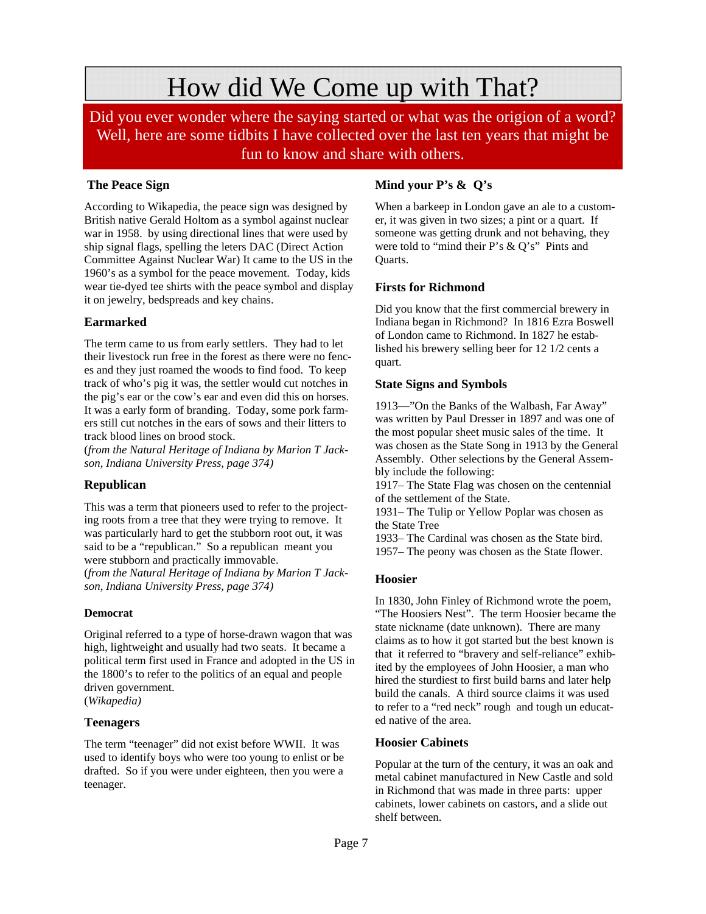# How did We Come up with That?

Did you ever wonder where the saying started or what was the origion of a word? Well, here are some tidbits I have collected over the last ten years that might be fun to know and share with others.

### The Peace Sign

According to Wikapedia, the peace sign was designed by British native Gerald Holtom as a symbol against nuclear war in 1958. by using directional lines that were used by ship signal flags, spelling the leters DAC (Direct Action Committee Against Nuclear War) It came to the US in the 1960's as a symbol for the peace movement. Today, kids wear tie-dyed tee shirts with the peace symbol and display it on jewelry, bedspreads and key chains.

### Earmarked

The term came to us from early settlers. They had to let their livestock run free in the forest as there were no fences and they just roamed the woods to find food. To keep track of who's pig it was, the settler would cut notches in the pig's ear or the cow's ear and even did this on horses. It was a early form of branding. Today, some pork farmers still cut notches in the ears of sows and their litters to track blood lines on brood stock.
(*from the Natural Heritage of Indiana by Marion T Jackson, Indiana University Press, page 374)*

### Republican

This was a term that pioneers used to refer to the projecting roots from a tree that they were trying to remove. It was particularly hard to get the stubborn root out, it was said to be a "republican." So a republican meant you were stubborn and practically immovable.
(*from the Natural Heritage of Indiana by Marion T Jackson, Indiana University Press, page 374)*

### Democrat

Original referred to a type of horse-drawn wagon that was high, lightweight and usually had two seats. It became a political term first used in France and adopted in the US in the 1800's to refer to the politics of an equal and people driven government.
(*Wikapedia)*

### Teenagers

The term "teenager" did not exist before WWII. It was used to identify boys who were too young to enlist or be drafted. So if you were under eighteen, then you were a teenager.

### Mind your P's & Q's

When a barkeep in London gave an ale to a customer, it was given in two sizes; a pint or a quart. If someone was getting drunk and not behaving, they were told to "mind their P's & Q's" Pints and Quarts.

### Firsts for Richmond

Did you know that the first commercial brewery in Indiana began in Richmond? In 1816 Ezra Boswell of London came to Richmond. In 1827 he established his brewery selling beer for 12 1/2 cents a quart.

### State Signs and Symbols

1913—"On the Banks of the Walbash, Far Away" was written by Paul Dresser in 1897 and was one of the most popular sheet music sales of the time. It was chosen as the State Song in 1913 by the General Assembly. Other selections by the General Assembly include the following:
1917– The State Flag was chosen on the centennial of the settlement of the State.
1931– The Tulip or Yellow Poplar was chosen as the State Tree
1933– The Cardinal was chosen as the State bird.
1957– The peony was chosen as the State flower.

### Hoosier

In 1830, John Finley of Richmond wrote the poem, "The Hoosiers Nest". The term Hoosier became the state nickname (date unknown). There are many claims as to how it got started but the best known is that it referred to "bravery and self-reliance" exhibited by the employees of John Hoosier, a man who hired the sturdiest to first build barns and later help build the canals. A third source claims it was used to refer to a "red neck" rough and tough un educated native of the area.

### Hoosier Cabinets

Popular at the turn of the century, it was an oak and metal cabinet manufactured in New Castle and sold in Richmond that was made in three parts: upper cabinets, lower cabinets on castors, and a slide out shelf between.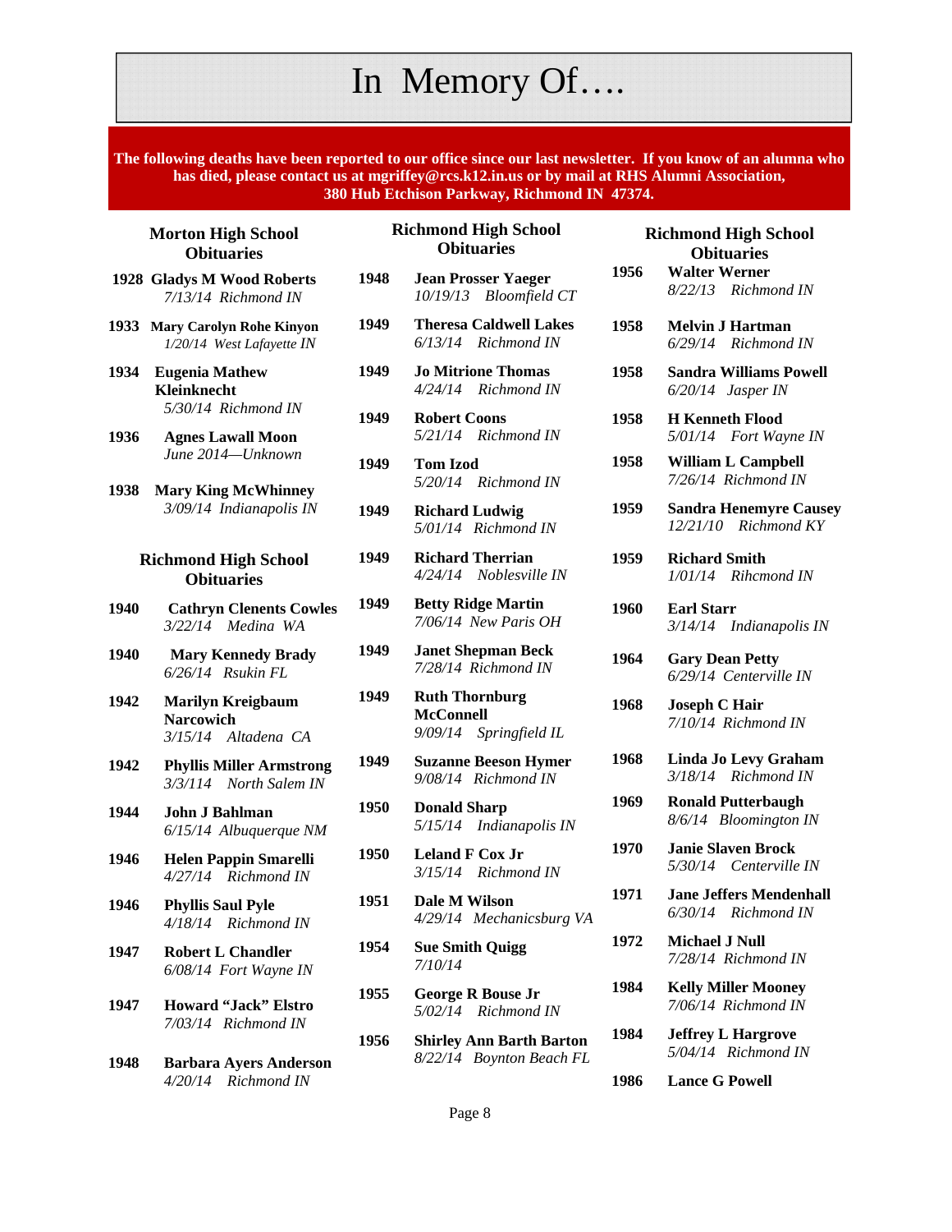# In Memory Of….

**The following deaths have been reported to our office since our last newsletter. If you know of an alumna who has died, please contact us at mgriffey@rcs.k12.in.us or by mail at RHS Alumni Association, 380 Hub Etchison Parkway, Richmond IN 47374.**

## Morton High School Obituaries

**1928 Gladys M Wood Roberts**
*7/13/14 Richmond IN*

**1933 Mary Carolyn Rohe Kinyon**
*1/20/14 West Lafayette IN*

**1934 Eugenia Mathew Kleinknecht**
*5/30/14 Richmond IN*

**1936 Agnes Lawall Moon**
*June 2014—Unknown*

**1938 Mary King McWhinney**
*3/09/14 Indianapolis IN*

## Richmond High School Obituaries

**1940 Cathryn Clenents Cowles**
*3/22/14 Medina WA*

**1940 Mary Kennedy Brady**
*6/26/14 Rsukin FL*

**1942 Marilyn Kreigbaum Narcowich**
*3/15/14 Altadena CA*

**1942 Phyllis Miller Armstrong**
*3/3/114 North Salem IN*

**1944 John J Bahlman**
*6/15/14 Albuquerque NM*

**1946 Helen Pappin Smarelli**
*4/27/14 Richmond IN*

**1946 Phyllis Saul Pyle**
*4/18/14 Richmond IN*

**1947 Robert L Chandler**
*6/08/14 Fort Wayne IN*

**1947 Howard "Jack" Elstro**
*7/03/14 Richmond IN*

**1948 Barbara Ayers Anderson**
*4/20/14 Richmond IN*

## Richmond High School Obituaries

**1948 Jean Prosser Yaeger**
*10/19/13 Bloomfield CT*

**1949 Theresa Caldwell Lakes**
*6/13/14 Richmond IN*

**1949 Jo Mitrione Thomas**
*4/24/14 Richmond IN*

**1949 Robert Coons**
*5/21/14 Richmond IN*

**1949 Tom Izod**
*5/20/14 Richmond IN*

**1949 Richard Ludwig**
*5/01/14 Richmond IN*

**1949 Richard Therrian**
*4/24/14 Noblesville IN*

**1949 Betty Ridge Martin**
*7/06/14 New Paris OH*

**1949 Janet Shepman Beck**
*7/28/14 Richmond IN*

**1949 Ruth Thornburg McConnell**
*9/09/14 Springfield IL*

**1949 Suzanne Beeson Hymer**
*9/08/14 Richmond IN*

**1950 Donald Sharp**
*5/15/14 Indianapolis IN*

**1950 Leland F Cox Jr**
*3/15/14 Richmond IN*

**1951 Dale M Wilson**
*4/29/14 Mechanicsburg VA*

**1954 Sue Smith Quigg**
*7/10/14*

**1955 George R Bouse Jr**
*5/02/14 Richmond IN*

**1956 Shirley Ann Barth Barton**
*8/22/14 Boynton Beach FL*

## Richmond High School Obituaries

**1956 Walter Werner**
*8/22/13 Richmond IN*

**1958 Melvin J Hartman**
*6/29/14 Richmond IN*

**1958 Sandra Williams Powell**
*6/20/14 Jasper IN*

**1958 H Kenneth Flood**
*5/01/14 Fort Wayne IN*

**1958 William L Campbell**
*7/26/14 Richmond IN*

**1959 Sandra Henemyre Causey**
*12/21/10 Richmond KY*

**1959 Richard Smith**
*1/01/14 Rihcmond IN*

**1960 Earl Starr**
*3/14/14 Indianapolis IN*

**1964 Gary Dean Petty**
*6/29/14 Centerville IN*

**1968 Joseph C Hair**
*7/10/14 Richmond IN*

**1968 Linda Jo Levy Graham**
*3/18/14 Richmond IN*

**1969 Ronald Putterbaugh**
*8/6/14 Bloomington IN*

**1970 Janie Slaven Brock**
*5/30/14 Centerville IN*

**1971 Jane Jeffers Mendenhall**
*6/30/14 Richmond IN*

**1972 Michael J Null**
*7/28/14 Richmond IN*

**1984 Kelly Miller Mooney**
*7/06/14 Richmond IN*

**1984 Jeffrey L Hargrove**
*5/04/14 Richmond IN*

**1986 Lance G Powell**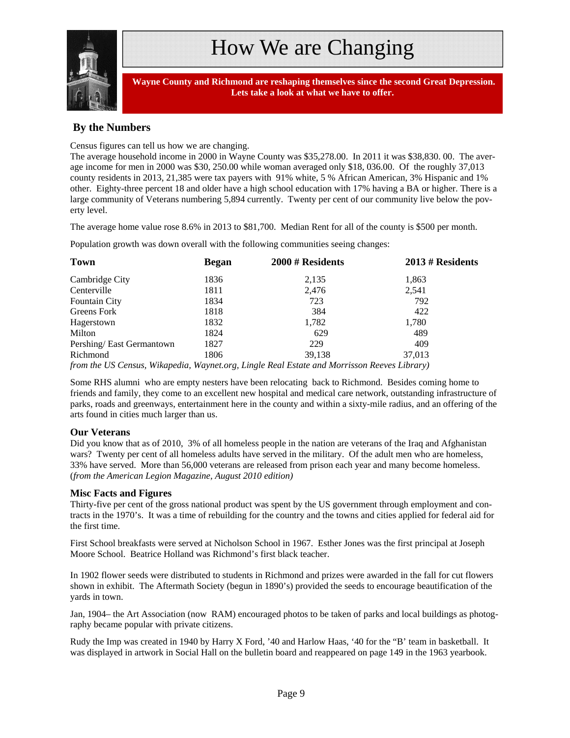# How We are Changing

**Wayne County and Richmond are reshaping themselves since the second Great Depression. Lets take a look at what we have to offer.**

## By the Numbers

Census figures can tell us how we are changing.
The average household income in 2000 in Wayne County was $35,278.00. In 2011 it was $38,830. 00. The average income for men in 2000 was $30, 250.00 while woman averaged only $18, 036.00. Of the roughly 37,013 county residents in 2013, 21,385 were tax payers with 91% white, 5 % African American, 3% Hispanic and 1% other. Eighty-three percent 18 and older have a high school education with 17% having a BA or higher. There is a large community of Veterans numbering 5,894 currently. Twenty per cent of our community live below the poverty level.

The average home value rose 8.6% in 2013 to $81,700. Median Rent for all of the county is $500 per month.

Population growth was down overall with the following communities seeing changes:

| Town | Began | 2000 # Residents | 2013 # Residents |
|---|---|---|---|
| Cambridge City | 1836 | 2,135 | 1,863 |
| Centerville | 1811 | 2,476 | 2,541 |
| Fountain City | 1834 | 723 | 792 |
| Greens Fork | 1818 | 384 | 422 |
| Hagerstown | 1832 | 1,782 | 1,780 |
| Milton | 1824 | 629 | 489 |
| Pershing/ East Germantown | 1827 | 229 | 409 |
| Richmond | 1806 | 39,138 | 37,013 |

*from the US Census, Wikapedia, Waynet.org, Lingle Real Estate and Morrisson Reeves Library)*

Some RHS alumni who are empty nesters have been relocating back to Richmond. Besides coming home to friends and family, they come to an excellent new hospital and medical care network, outstanding infrastructure of parks, roads and greenways, entertainment here in the county and within a sixty-mile radius, and an offering of the arts found in cities much larger than us.

### Our Veterans

Did you know that as of 2010, 3% of all homeless people in the nation are veterans of the Iraq and Afghanistan wars? Twenty per cent of all homeless adults have served in the military. Of the adult men who are homeless, 33% have served. More than 56,000 veterans are released from prison each year and many become homeless. (*from the American Legion Magazine, August 2010 edition)*

### Misc Facts and Figures

Thirty-five per cent of the gross national product was spent by the US government through employment and contracts in the 1970's. It was a time of rebuilding for the country and the towns and cities applied for federal aid for the first time.

First School breakfasts were served at Nicholson School in 1967. Esther Jones was the first principal at Joseph Moore School. Beatrice Holland was Richmond's first black teacher.

In 1902 flower seeds were distributed to students in Richmond and prizes were awarded in the fall for cut flowers shown in exhibit. The Aftermath Society (begun in 1890's) provided the seeds to encourage beautification of the yards in town.

Jan, 1904– the Art Association (now RAM) encouraged photos to be taken of parks and local buildings as photography became popular with private citizens.

Rudy the Imp was created in 1940 by Harry X Ford, '40 and Harlow Haas, '40 for the "B' team in basketball. It was displayed in artwork in Social Hall on the bulletin board and reappeared on page 149 in the 1963 yearbook.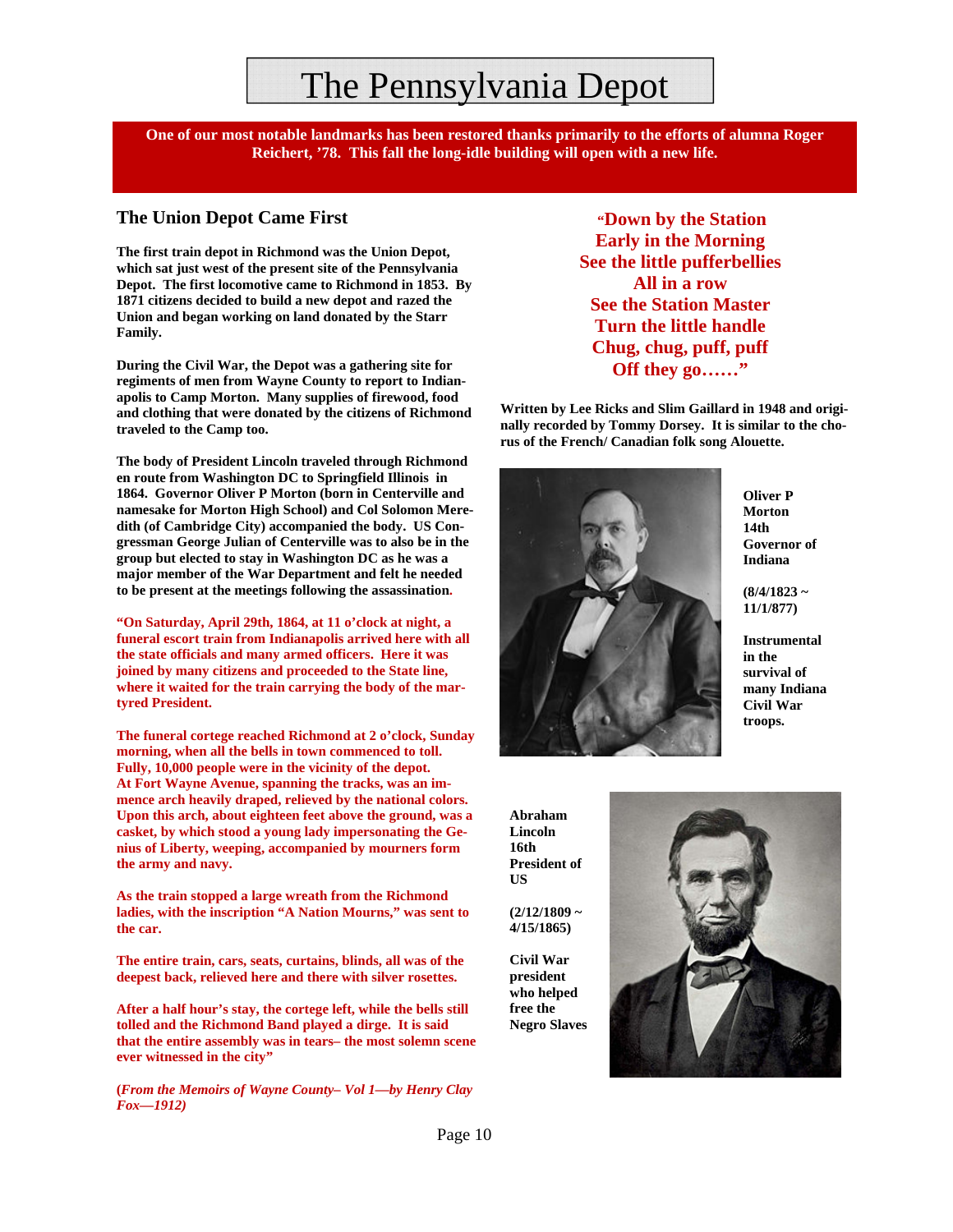# The Pennsylvania Depot

**One of our most notable landmarks has been restored thanks primarily to the efforts of alumna Roger Reichert, '78. This fall the long-idle building will open with a new life.**

## The Union Depot Came First

**The first train depot in Richmond was the Union Depot, which sat just west of the present site of the Pennsylvania Depot. The first locomotive came to Richmond in 1853. By 1871 citizens decided to build a new depot and razed the Union and began working on land donated by the Starr Family.**

**During the Civil War, the Depot was a gathering site for regiments of men from Wayne County to report to Indianapolis to Camp Morton. Many supplies of firewood, food and clothing that were donated by the citizens of Richmond traveled to the Camp too.**

**The body of President Lincoln traveled through Richmond en route from Washington DC to Springfield Illinois in 1864. Governor Oliver P Morton (born in Centerville and namesake for Morton High School) and Col Solomon Meredith (of Cambridge City) accompanied the body. US Congressman George Julian of Centerville was to also be in the group but elected to stay in Washington DC as he was a major member of the War Department and felt he needed to be present at the meetings following the assassination.**

**"On Saturday, April 29th, 1864, at 11 o'clock at night, a funeral escort train from Indianapolis arrived here with all the state officials and many armed officers. Here it was joined by many citizens and proceeded to the State line, where it waited for the train carrying the body of the martyred President.**

**The funeral cortege reached Richmond at 2 o'clock, Sunday morning, when all the bells in town commenced to toll. Fully, 10,000 people were in the vicinity of the depot. At Fort Wayne Avenue, spanning the tracks, was an immence arch heavily draped, relieved by the national colors. Upon this arch, about eighteen feet above the ground, was a casket, by which stood a young lady impersonating the Genius of Liberty, weeping, accompanied by mourners form the army and navy.**

**As the train stopped a large wreath from the Richmond ladies, with the inscription "A Nation Mourns," was sent to the car.**

**The entire train, cars, seats, curtains, blinds, all was of the deepest back, relieved here and there with silver rosettes.**

**After a half hour's stay, the cortege left, while the bells still tolled and the Richmond Band played a dirge. It is said that the entire assembly was in tears– the most solemn scene ever witnessed in the city"**

**(*From the Memoirs of Wayne County– Vol 1—by Henry Clay Fox—1912)***

**"Down by the Station**
**Early in the Morning**
**See the little pufferbellies**
**All in a row**
**See the Station Master**
**Turn the little handle**
**Chug, chug, puff, puff**
**Off they go……"**

**Written by Lee Ricks and Slim Gaillard in 1948 and originally recorded by Tommy Dorsey. It is similar to the chorus of the French/ Canadian folk song Alouette.**

**Oliver P Morton 14th Governor of Indiana**

**(8/4/1823 ~ 11/1/877)**

**Instrumental in the survival of many Indiana Civil War troops.**

**Abraham Lincoln 16th President of US**

**(2/12/1809 ~ 4/15/1865)**

**Civil War president who helped free the Negro Slaves**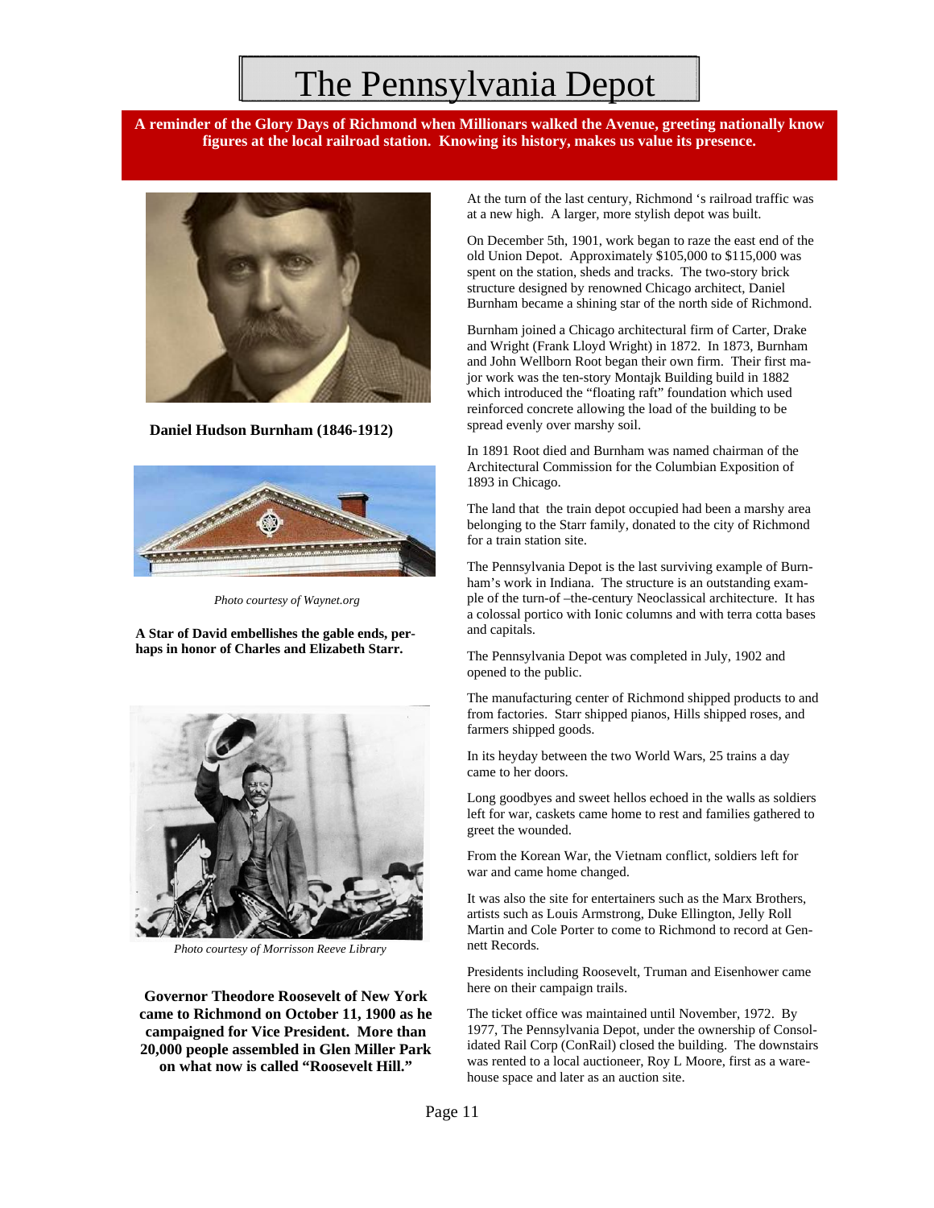# The Pennsylvania Depot

**A reminder of the Glory Days of Richmond when Millionars walked the Avenue, greeting nationally know figures at the local railroad station. Knowing its history, makes us value its presence.**

**Daniel Hudson Burnham (1846-1912)**

*Photo courtesy of Waynet.org*

**A Star of David embellishes the gable ends, perhaps in honor of Charles and Elizabeth Starr.**

*Photo courtesy of Morrisson Reeve Library*

**Governor Theodore Roosevelt of New York came to Richmond on October 11, 1900 as he campaigned for Vice President. More than 20,000 people assembled in Glen Miller Park on what now is called "Roosevelt Hill."**

At the turn of the last century, Richmond 's railroad traffic was at a new high. A larger, more stylish depot was built.

On December 5th, 1901, work began to raze the east end of the old Union Depot. Approximately $105,000 to $115,000 was spent on the station, sheds and tracks. The two-story brick structure designed by renowned Chicago architect, Daniel Burnham became a shining star of the north side of Richmond.

Burnham joined a Chicago architectural firm of Carter, Drake and Wright (Frank Lloyd Wright) in 1872. In 1873, Burnham and John Wellborn Root began their own firm. Their first major work was the ten-story Montajk Building build in 1882 which introduced the "floating raft" foundation which used reinforced concrete allowing the load of the building to be spread evenly over marshy soil.

In 1891 Root died and Burnham was named chairman of the Architectural Commission for the Columbian Exposition of 1893 in Chicago.

The land that the train depot occupied had been a marshy area belonging to the Starr family, donated to the city of Richmond for a train station site.

The Pennsylvania Depot is the last surviving example of Burnham's work in Indiana. The structure is an outstanding example of the turn-of –the-century Neoclassical architecture. It has a colossal portico with Ionic columns and with terra cotta bases and capitals.

The Pennsylvania Depot was completed in July, 1902 and opened to the public.

The manufacturing center of Richmond shipped products to and from factories. Starr shipped pianos, Hills shipped roses, and farmers shipped goods.

In its heyday between the two World Wars, 25 trains a day came to her doors.

Long goodbyes and sweet hellos echoed in the walls as soldiers left for war, caskets came home to rest and families gathered to greet the wounded.

From the Korean War, the Vietnam conflict, soldiers left for war and came home changed.

It was also the site for entertainers such as the Marx Brothers, artists such as Louis Armstrong, Duke Ellington, Jelly Roll Martin and Cole Porter to come to Richmond to record at Gennett Records.

Presidents including Roosevelt, Truman and Eisenhower came here on their campaign trails.

The ticket office was maintained until November, 1972. By 1977, The Pennsylvania Depot, under the ownership of Consolidated Rail Corp (ConRail) closed the building. The downstairs was rented to a local auctioneer, Roy L Moore, first as a warehouse space and later as an auction site.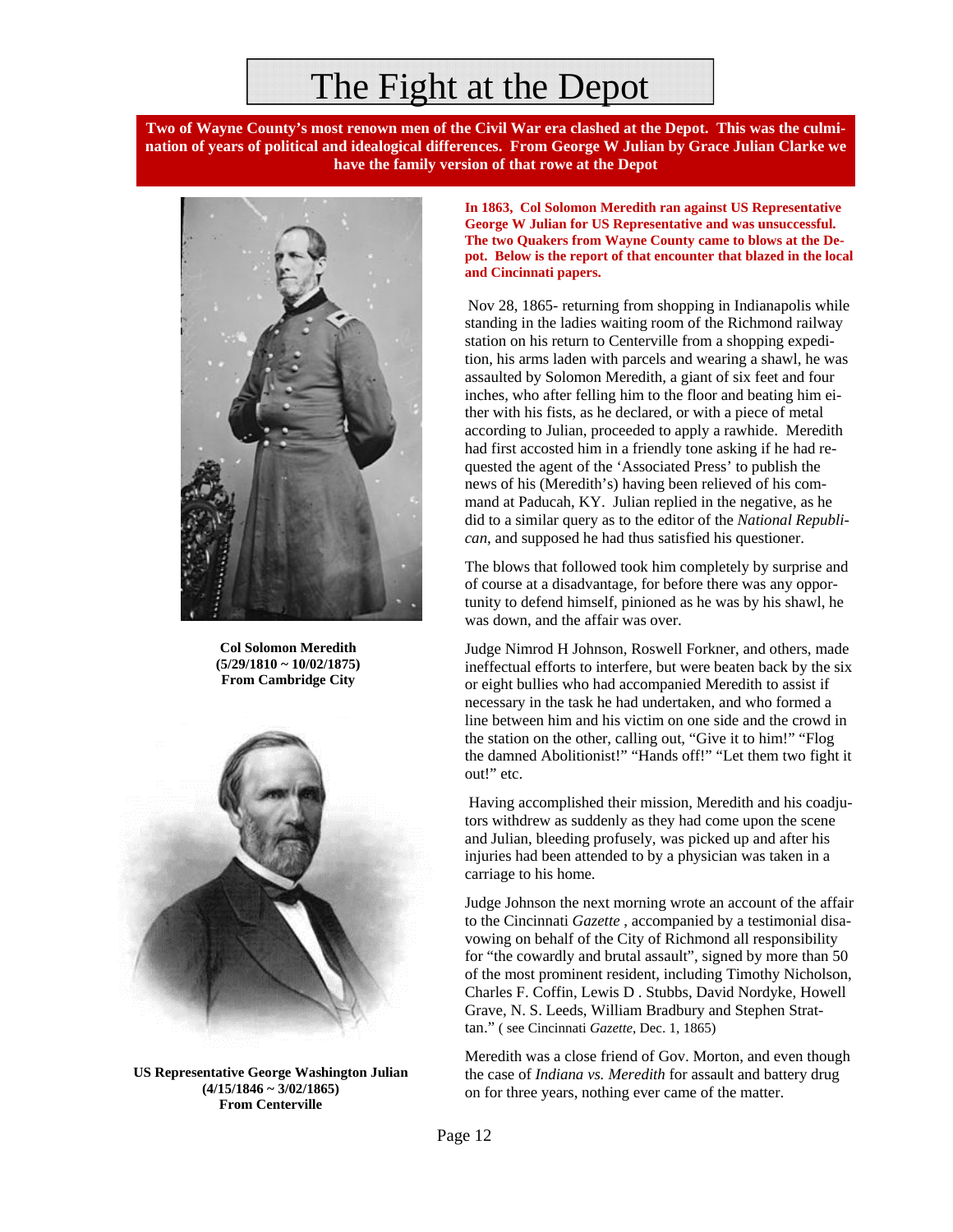# The Fight at the Depot

**Two of Wayne County's most renown men of the Civil War era clashed at the Depot. This was the culmination of years of political and idealogical differences. From George W Julian by Grace Julian Clarke we have the family version of that rowe at the Depot**

**Col Solomon Meredith**
**(5/29/1810 ~ 10/02/1875)**
**From Cambridge City**

**US Representative George Washington Julian**
**(4/15/1846 ~ 3/02/1865)**
**From Centerville**

**In 1863, Col Solomon Meredith ran against US Representative George W Julian for US Representative and was unsuccessful. The two Quakers from Wayne County came to blows at the Depot. Below is the report of that encounter that blazed in the local and Cincinnati papers.**

Nov 28, 1865- returning from shopping in Indianapolis while standing in the ladies waiting room of the Richmond railway station on his return to Centerville from a shopping expedition, his arms laden with parcels and wearing a shawl, he was assaulted by Solomon Meredith, a giant of six feet and four inches, who after felling him to the floor and beating him either with his fists, as he declared, or with a piece of metal according to Julian, proceeded to apply a rawhide. Meredith had first accosted him in a friendly tone asking if he had requested the agent of the 'Associated Press' to publish the news of his (Meredith's) having been relieved of his command at Paducah, KY. Julian replied in the negative, as he did to a similar query as to the editor of the *National Republican*, and supposed he had thus satisfied his questioner.

The blows that followed took him completely by surprise and of course at a disadvantage, for before there was any opportunity to defend himself, pinioned as he was by his shawl, he was down, and the affair was over.

Judge Nimrod H Johnson, Roswell Forkner, and others, made ineffectual efforts to interfere, but were beaten back by the six or eight bullies who had accompanied Meredith to assist if necessary in the task he had undertaken, and who formed a line between him and his victim on one side and the crowd in the station on the other, calling out, "Give it to him!" "Flog the damned Abolitionist!" "Hands off!" "Let them two fight it out!" etc.

Having accomplished their mission, Meredith and his coadjutors withdrew as suddenly as they had come upon the scene and Julian, bleeding profusely, was picked up and after his injuries had been attended to by a physician was taken in a carriage to his home.

Judge Johnson the next morning wrote an account of the affair to the Cincinnati *Gazette* , accompanied by a testimonial disavowing on behalf of the City of Richmond all responsibility for "the cowardly and brutal assault", signed by more than 50 of the most prominent resident, including Timothy Nicholson, Charles F. Coffin, Lewis D . Stubbs, David Nordyke, Howell Grave, N. S. Leeds, William Bradbury and Stephen Strattan." ( see Cincinnati *Gazette*, Dec. 1, 1865)

Meredith was a close friend of Gov. Morton, and even though the case of *Indiana vs. Meredith* for assault and battery drug on for three years, nothing ever came of the matter.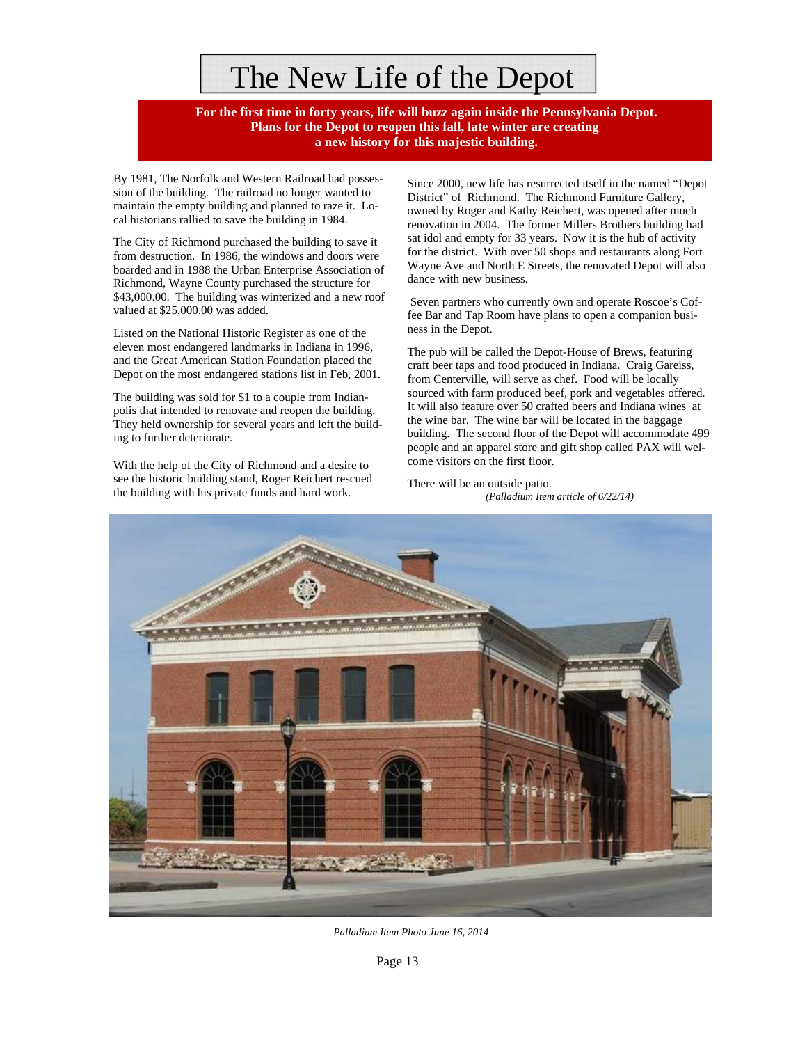# The New Life of the Depot

**For the first time in forty years, life will buzz again inside the Pennsylvania Depot. Plans for the Depot to reopen this fall, late winter are creating a new history for this majestic building.**

By 1981, The Norfolk and Western Railroad had possession of the building. The railroad no longer wanted to maintain the empty building and planned to raze it. Local historians rallied to save the building in 1984.

The City of Richmond purchased the building to save it from destruction. In 1986, the windows and doors were boarded and in 1988 the Urban Enterprise Association of Richmond, Wayne County purchased the structure for $43,000.00. The building was winterized and a new roof valued at $25,000.00 was added.

Listed on the National Historic Register as one of the eleven most endangered landmarks in Indiana in 1996, and the Great American Station Foundation placed the Depot on the most endangered stations list in Feb, 2001.

The building was sold for $1 to a couple from Indianapolis that intended to renovate and reopen the building. They held ownership for several years and left the building to further deteriorate.

With the help of the City of Richmond and a desire to see the historic building stand, Roger Reichert rescued the building with his private funds and hard work.

Since 2000, new life has resurrected itself in the named "Depot District" of Richmond. The Richmond Furniture Gallery, owned by Roger and Kathy Reichert, was opened after much renovation in 2004. The former Millers Brothers building had sat idol and empty for 33 years. Now it is the hub of activity for the district. With over 50 shops and restaurants along Fort Wayne Ave and North E Streets, the renovated Depot will also dance with new business.

Seven partners who currently own and operate Roscoe's Coffee Bar and Tap Room have plans to open a companion business in the Depot.

The pub will be called the Depot-House of Brews, featuring craft beer taps and food produced in Indiana. Craig Gareiss, from Centerville, will serve as chef. Food will be locally sourced with farm produced beef, pork and vegetables offered. It will also feature over 50 crafted beers and Indiana wines at the wine bar. The wine bar will be located in the baggage building. The second floor of the Depot will accommodate 499 people and an apparel store and gift shop called PAX will welcome visitors on the first floor.

There will be an outside patio.

*(Palladium Item article of 6/22/14)*

*Palladium Item Photo June 16, 2014*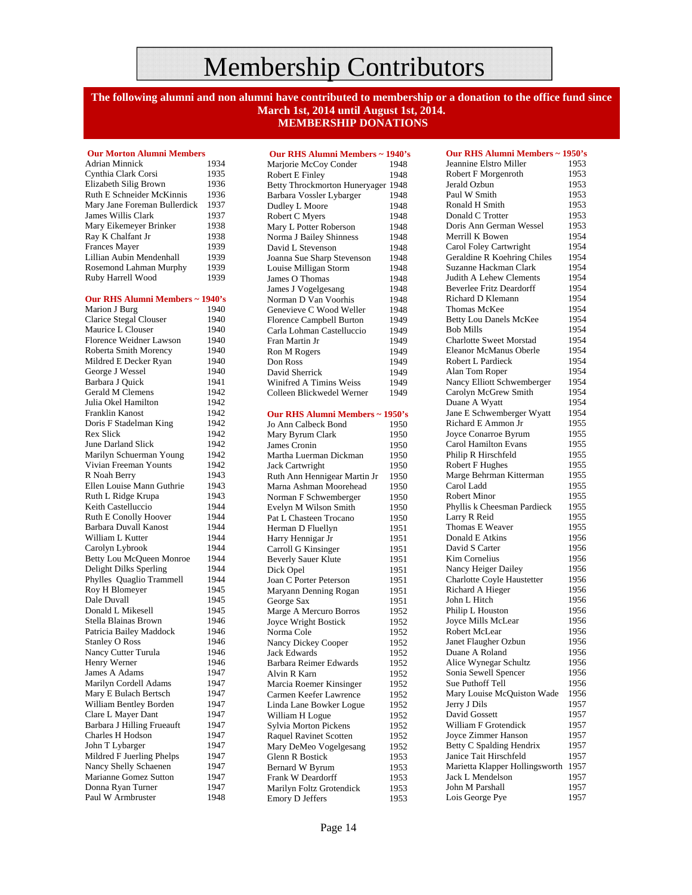# Membership Contributors

**The following alumni and non alumni have contributed to membership or a donation to the office fund since March 1st, 2014 until August 1st, 2014.**

**MEMBERSHIP DONATIONS**

### Our Morton Alumni Members

| Name | Year |
|---|---|
| Adrian Minnick | 1934 |
| Cynthia Clark Corsi | 1935 |
| Elizabeth Silig Brown | 1936 |
| Ruth E Schneider McKinnis | 1936 |
| Mary Jane Foreman Bullerdick | 1937 |
| James Willis Clark | 1937 |
| Mary Eikemeyer Brinker | 1938 |
| Ray K Chalfant Jr | 1938 |
| Frances Mayer | 1939 |
| Lillian Aubin Mendenhall | 1939 |
| Rosemond Lahman Murphy | 1939 |
| Ruby Harrell Wood | 1939 |

### Our RHS Alumni Members ~ 1940's

| Name | Year |
|---|---|
| Marion J Burg | 1940 |
| Clarice Stegal Clouser | 1940 |
| Maurice L Clouser | 1940 |
| Florence Weidner Lawson | 1940 |
| Roberta Smith Morency | 1940 |
| Mildred E Decker Ryan | 1940 |
| George J Wessel | 1940 |
| Barbara J Quick | 1941 |
| Gerald M Clemens | 1942 |
| Julia Okel Hamilton | 1942 |
| Franklin Kanost | 1942 |
| Doris F Stadelman King | 1942 |
| Rex Slick | 1942 |
| June Darland Slick | 1942 |
| Marilyn Schuerman Young | 1942 |
| Vivian Freeman Younts | 1942 |
| R Noah Berry | 1943 |
| Ellen Louise Mann Guthrie | 1943 |
| Ruth L Ridge Krupa | 1943 |
| Keith Castelluccio | 1944 |
| Ruth E Conolly Hoover | 1944 |
| Barbara Duvall Kanost | 1944 |
| William L Kutter | 1944 |
| Carolyn Lybrook | 1944 |
| Betty Lou McQueen Monroe | 1944 |
| Delight Dilks Sperling | 1944 |
| Phylles Quaglio Trammell | 1944 |
| Roy H Blomeyer | 1945 |
| Dale Duvall | 1945 |
| Donald L Mikesell | 1945 |
| Stella Blainas Brown | 1946 |
| Patricia Bailey Maddock | 1946 |
| Stanley O Ross | 1946 |
| Nancy Cutter Turula | 1946 |
| Henry Werner | 1946 |
| James A Adams | 1947 |
| Marilyn Cordell Adams | 1947 |
| Mary E Bulach Bertsch | 1947 |
| William Bentley Borden | 1947 |
| Clare L Mayer Dant | 1947 |
| Barbara J Hilling Frueauft | 1947 |
| Charles H Hodson | 1947 |
| John T Lybarger | 1947 |
| Mildred F Juerling Phelps | 1947 |
| Nancy Shelly Schaenen | 1947 |
| Marianne Gomez Sutton | 1947 |
| Donna Ryan Turner | 1947 |
| Paul W Armbruster | 1948 |
| Marjorie McCoy Conder | 1948 |
| Robert E Finley | 1948 |
| Betty Throckmorton Huneryager | 1948 |
| Barbara Vossler Lybarger | 1948 |
| Dudley L Moore | 1948 |
| Robert C Myers | 1948 |
| Mary L Potter Roberson | 1948 |
| Norma J Bailey Shinness | 1948 |
| David L Stevenson | 1948 |
| Joanna Sue Sharp Stevenson | 1948 |
| Louise Milligan Storm | 1948 |
| James O Thomas | 1948 |
| James J Vogelgesang | 1948 |
| Norman D Van Voorhis | 1948 |
| Genevieve C Wood Weller | 1948 |
| Florence Campbell Burton | 1949 |
| Carla Lohman Castelluccio | 1949 |
| Fran Martin Jr | 1949 |
| Ron M Rogers | 1949 |
| Don Ross | 1949 |
| David Sherrick | 1949 |
| Winifred A Timins Weiss | 1949 |
| Colleen Blickwedel Werner | 1949 |

### Our RHS Alumni Members ~ 1950's

| Name | Year |
|---|---|
| Jo Ann Calbeck Bond | 1950 |
| Mary Byrum Clark | 1950 |
| James Cronin | 1950 |
| Martha Luerman Dickman | 1950 |
| Jack Cartwright | 1950 |
| Ruth Ann Hennigear Martin Jr | 1950 |
| Marna Ashman Moorehead | 1950 |
| Norman F Schwemberger | 1950 |
| Evelyn M Wilson Smith | 1950 |
| Pat L Chasteen Trocano | 1950 |
| Herman D Fluellyn | 1951 |
| Harry Hennigar Jr | 1951 |
| Carroll G Kinsinger | 1951 |
| Beverly Sauer Klute | 1951 |
| Dick Opel | 1951 |
| Joan C Porter Peterson | 1951 |
| Maryann Denning Rogan | 1951 |
| George Sax | 1951 |
| Marge A Mercuro Borros | 1952 |
| Joyce Wright Bostick | 1952 |
| Norma Cole | 1952 |
| Nancy Dickey Cooper | 1952 |
| Jack Edwards | 1952 |
| Barbara Reimer Edwards | 1952 |
| Alvin R Karn | 1952 |
| Marcia Roemer Kinsinger | 1952 |
| Carmen Keefer Lawrence | 1952 |
| Linda Lane Bowker Logue | 1952 |
| William H Logue | 1952 |
| Sylvia Morton Pickens | 1952 |
| Raquel Ravinet Scotten | 1952 |
| Mary DeMeo Vogelgesang | 1952 |
| Glenn R Bostick | 1953 |
| Bernard W Byrum | 1953 |
| Frank W Deardorff | 1953 |
| Marilyn Foltz Grotendick | 1953 |
| Emory D Jeffers | 1953 |
| Jeannine Elstro Miller | 1953 |
| Robert F Morgenroth | 1953 |
| Jerald Ozbun | 1953 |
| Paul W Smith | 1953 |
| Ronald H Smith | 1953 |
| Donald C Trotter | 1953 |
| Doris Ann German Wessel | 1953 |
| Merrill K Bowen | 1954 |
| Carol Foley Cartwright | 1954 |
| Geraldine R Koehring Chiles | 1954 |
| Suzanne Hackman Clark | 1954 |
| Judith A Lehew Clements | 1954 |
| Beverlee Fritz Deardorff | 1954 |
| Richard D Klemann | 1954 |
| Thomas McKee | 1954 |
| Betty Lou Danels McKee | 1954 |
| Bob Mills | 1954 |
| Charlotte Sweet Morstad | 1954 |
| Eleanor McManus Oberle | 1954 |
| Robert L Pardieck | 1954 |
| Alan Tom Roper | 1954 |
| Nancy Elliott Schwemberger | 1954 |
| Carolyn McGrew Smith | 1954 |
| Duane A Wyatt | 1954 |
| Jane E Schwemberger Wyatt | 1954 |
| Richard E Ammon Jr | 1955 |
| Joyce Conarroe Byrum | 1955 |
| Carol Hamilton Evans | 1955 |
| Philip R Hirschfeld | 1955 |
| Robert F Hughes | 1955 |
| Marge Behrman Kitterman | 1955 |
| Carol Ladd | 1955 |
| Robert Minor | 1955 |
| Phyllis k Cheesman Pardieck | 1955 |
| Larry R Reid | 1955 |
| Thomas E Weaver | 1955 |
| Donald E Atkins | 1956 |
| David S Carter | 1956 |
| Kim Cornelius | 1956 |
| Nancy Heiger Dailey | 1956 |
| Charlotte Coyle Haustetter | 1956 |
| Richard A Hieger | 1956 |
| John L Hitch | 1956 |
| Philip L Houston | 1956 |
| Joyce Mills McLear | 1956 |
| Robert McLear | 1956 |
| Janet Flaugher Ozbun | 1956 |
| Duane A Roland | 1956 |
| Alice Wynegar Schultz | 1956 |
| Sonia Sewell Spencer | 1956 |
| Sue Puthoff Tell | 1956 |
| Mary Louise McQuiston Wade | 1956 |
| Jerry J Dils | 1957 |
| David Gossett | 1957 |
| William F Grotendick | 1957 |
| Joyce Zimmer Hanson | 1957 |
| Betty C Spalding Hendrix | 1957 |
| Janice Tait Hirschfeld | 1957 |
| Marietta Klapper Hollingsworth | 1957 |
| Jack L Mendelson | 1957 |
| John M Parshall | 1957 |
| Lois George Pye | 1957 |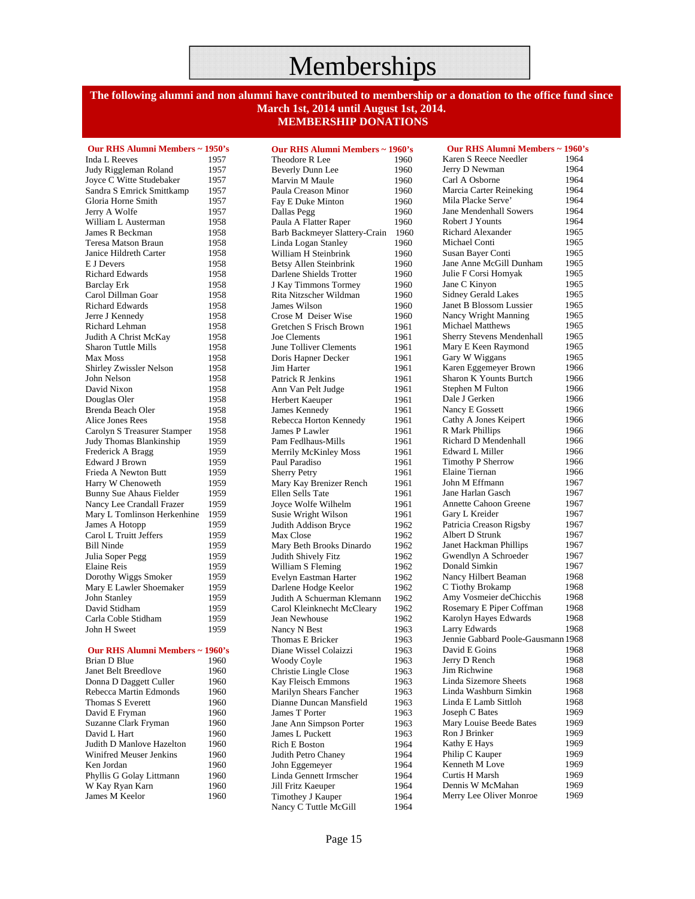# Memberships

**The following alumni and non alumni have contributed to membership or a donation to the office fund since March 1st, 2014 until August 1st, 2014.**

**MEMBERSHIP DONATIONS**

### Our RHS Alumni Members ~ 1950's

| Name | Year |
|---|---|
| Inda L Reeves | 1957 |
| Judy Riggleman Roland | 1957 |
| Joyce C Witte Studebaker | 1957 |
| Sandra S Emrick Smittkamp | 1957 |
| Gloria Horne Smith | 1957 |
| Jerry A Wolfe | 1957 |
| William L Austerman | 1958 |
| James R Beckman | 1958 |
| Teresa Matson Braun | 1958 |
| Janice Hildreth Carter | 1958 |
| E J Devers | 1958 |
| Richard Edwards | 1958 |
| Barclay Erk | 1958 |
| Carol Dillman Goar | 1958 |
| Richard Edwards | 1958 |
| Jerre J Kennedy | 1958 |
| Richard Lehman | 1958 |
| Judith A Christ McKay | 1958 |
| Sharon Tuttle Mills | 1958 |
| Max Moss | 1958 |
| Shirley Zwissler Nelson | 1958 |
| John Nelson | 1958 |
| David Nixon | 1958 |
| Douglas Oler | 1958 |
| Brenda Beach Oler | 1958 |
| Alice Jones Rees | 1958 |
| Carolyn S Treasurer Stamper | 1958 |
| Judy Thomas Blankinship | 1959 |
| Frederick A Bragg | 1959 |
| Edward J Brown | 1959 |
| Frieda A Newton Butt | 1959 |
| Harry W Chenoweth | 1959 |
| Bunny Sue Ahaus Fielder | 1959 |
| Nancy Lee Crandall Frazer | 1959 |
| Mary L Tomlinson Herkenhine | 1959 |
| James A Hotopp | 1959 |
| Carol L Truitt Jeffers | 1959 |
| Bill Ninde | 1959 |
| Julia Soper Pegg | 1959 |
| Elaine Reis | 1959 |
| Dorothy Wiggs Smoker | 1959 |
| Mary E Lawler Shoemaker | 1959 |
| John Stanley | 1959 |
| David Stidham | 1959 |
| Carla Coble Stidham | 1959 |
| John H Sweet | 1959 |

### Our RHS Alumni Members ~ 1960's

| Name | Year |
|---|---|
| Brian D Blue | 1960 |
| Janet Belt Breedlove | 1960 |
| Donna D Daggett Culler | 1960 |
| Rebecca Martin Edmonds | 1960 |
| Thomas S Everett | 1960 |
| David E Fryman | 1960 |
| Suzanne Clark Fryman | 1960 |
| David L Hart | 1960 |
| Judith D Manlove Hazelton | 1960 |
| Winifred Meuser Jenkins | 1960 |
| Ken Jordan | 1960 |
| Phyllis G Golay Littmann | 1960 |
| W Kay Ryan Karn | 1960 |
| James M Keelor | 1960 |
| Theodore R Lee | 1960 |
| Beverly Dunn Lee | 1960 |
| Marvin M Maule | 1960 |
| Paula Creason Minor | 1960 |
| Fay E Duke Minton | 1960 |
| Dallas Pegg | 1960 |
| Paula A Flatter Raper | 1960 |
| Barb Backmeyer Slattery-Crain | 1960 |
| Linda Logan Stanley | 1960 |
| William H Steinbrink | 1960 |
| Betsy Allen Steinbrink | 1960 |
| Darlene Shields Trotter | 1960 |
| J Kay Timmons Tormey | 1960 |
| Rita Nitzscher Wildman | 1960 |
| James Wilson | 1960 |
| Crose M Deiser Wise | 1960 |
| Gretchen S Frisch Brown | 1961 |
| Joe Clements | 1961 |
| June Tolliver Clements | 1961 |
| Doris Hapner Decker | 1961 |
| Jim Harter | 1961 |
| Patrick R Jenkins | 1961 |
| Ann Van Pelt Judge | 1961 |
| Herbert Kaeuper | 1961 |
| James Kennedy | 1961 |
| Rebecca Horton Kennedy | 1961 |
| James P Lawler | 1961 |
| Pam Fedlhaus-Mills | 1961 |
| Merrily McKinley Moss | 1961 |
| Paul Paradiso | 1961 |
| Sherry Petry | 1961 |
| Mary Kay Brenizer Rench | 1961 |
| Ellen Sells Tate | 1961 |
| Joyce Wolfe Wilhelm | 1961 |
| Susie Wright Wilson | 1961 |
| Judith Addison Bryce | 1962 |
| Max Close | 1962 |
| Mary Beth Brooks Dinardo | 1962 |
| Judith Shively Fitz | 1962 |
| William S Fleming | 1962 |
| Evelyn Eastman Harter | 1962 |
| Darlene Hodge Keelor | 1962 |
| Judith A Schuerman Klemann | 1962 |
| Carol Kleinknecht McCleary | 1962 |
| Jean Newhouse | 1962 |
| Nancy N Best | 1963 |
| Thomas E Bricker | 1963 |
| Diane Wissel Colaizzi | 1963 |
| Woody Coyle | 1963 |
| Christie Lingle Close | 1963 |
| Kay Fleisch Emmons | 1963 |
| Marilyn Shears Fancher | 1963 |
| Dianne Duncan Mansfield | 1963 |
| James T Porter | 1963 |
| Jane Ann Simpson Porter | 1963 |
| James L Puckett | 1963 |
| Rich E Boston | 1964 |
| Judith Petro Chaney | 1964 |
| John Eggemeyer | 1964 |
| Linda Gennett Irmscher | 1964 |
| Jill Fritz Kaeuper | 1964 |
| Timothey J Kauper | 1964 |
| Nancy C Tuttle McGill | 1964 |

### Our RHS Alumni Members ~ 1960's

| Name | Year |
|---|---|
| Karen S Reece Needler | 1964 |
| Jerry D Newman | 1964 |
| Carl A Osborne | 1964 |
| Marcia Carter Reineking | 1964 |
| Mila Placke Serve' | 1964 |
| Jane Mendenhall Sowers | 1964 |
| Robert J Younts | 1964 |
| Richard Alexander | 1965 |
| Michael Conti | 1965 |
| Susan Bayer Conti | 1965 |
| Jane Anne McGill Dunham | 1965 |
| Julie F Corsi Homyak | 1965 |
| Jane C Kinyon | 1965 |
| Sidney Gerald Lakes | 1965 |
| Janet B Blossom Lussier | 1965 |
| Nancy Wright Manning | 1965 |
| Michael Matthews | 1965 |
| Sherry Stevens Mendenhall | 1965 |
| Mary E Keen Raymond | 1965 |
| Gary W Wiggans | 1965 |
| Karen Eggemeyer Brown | 1966 |
| Sharon K Younts Burtch | 1966 |
| Stephen M Fulton | 1966 |
| Dale J Gerken | 1966 |
| Nancy E Gossett | 1966 |
| Cathy A Jones Keipert | 1966 |
| R Mark Phillips | 1966 |
| Richard D Mendenhall | 1966 |
| Edward L Miller | 1966 |
| Timothy P Sherrow | 1966 |
| Elaine Tiernan | 1966 |
| John M Effmann | 1967 |
| Jane Harlan Gasch | 1967 |
| Annette Cahoon Greene | 1967 |
| Gary L Kreider | 1967 |
| Patricia Creason Rigsby | 1967 |
| Albert D Strunk | 1967 |
| Janet Hackman Phillips | 1967 |
| Gwendlyn A Schroeder | 1967 |
| Donald Simkin | 1967 |
| Nancy Hilbert Beaman | 1968 |
| C Tiothy Brokamp | 1968 |
| Amy Vosmeier deChicchis | 1968 |
| Rosemary E Piper Coffman | 1968 |
| Karolyn Hayes Edwards | 1968 |
| Larry Edwards | 1968 |
| Jennie Gabbard Poole-Gausmann | 1968 |
| David E Goins | 1968 |
| Jerry D Rench | 1968 |
| Jim Richwine | 1968 |
| Linda Sizemore Sheets | 1968 |
| Linda Washburn Simkin | 1968 |
| Linda E Lamb Sittloh | 1968 |
| Joseph C Bates | 1969 |
| Mary Louise Beede Bates | 1969 |
| Ron J Brinker | 1969 |
| Kathy E Hays | 1969 |
| Philip C Kauper | 1969 |
| Kenneth M Love | 1969 |
| Curtis H Marsh | 1969 |
| Dennis W McMahan | 1969 |
| Merry Lee Oliver Monroe | 1969 |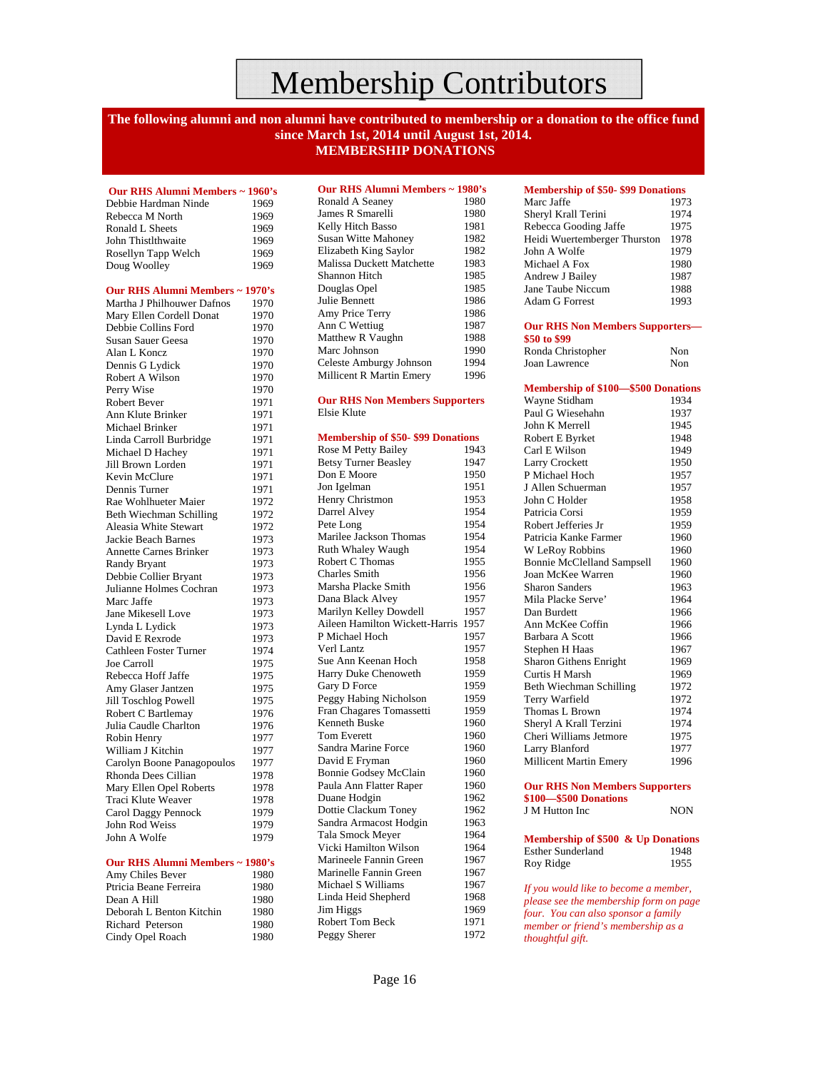# Membership Contributors

**The following alumni and non alumni have contributed to membership or a donation to the office fund since March 1st, 2014 until August 1st, 2014.**
**MEMBERSHIP DONATIONS**

### Our RHS Alumni Members ~ 1960's

| Name | Year |
|---|---|
| Debbie Hardman Ninde | 1969 |
| Rebecca M North | 1969 |
| Ronald L Sheets | 1969 |
| John Thistlthwaite | 1969 |
| Rosellyn Tapp Welch | 1969 |
| Doug Woolley | 1969 |

### Our RHS Alumni Members ~ 1970's

| Name | Year |
|---|---|
| Martha J Philhouwer Dafnos | 1970 |
| Mary Ellen Cordell Donat | 1970 |
| Debbie Collins Ford | 1970 |
| Susan Sauer Geesa | 1970 |
| Alan L Koncz | 1970 |
| Dennis G Lydick | 1970 |
| Robert A Wilson | 1970 |
| Perry Wise | 1970 |
| Robert Bever | 1971 |
| Ann Klute Brinker | 1971 |
| Michael Brinker | 1971 |
| Linda Carroll Burbridge | 1971 |
| Michael D Hachey | 1971 |
| Jill Brown Lorden | 1971 |
| Kevin McClure | 1971 |
| Dennis Turner | 1971 |
| Rae Wohlhueter Maier | 1972 |
| Beth Wiechman Schilling | 1972 |
| Aleasia White Stewart | 1972 |
| Jackie Beach Barnes | 1973 |
| Annette Carnes Brinker | 1973 |
| Randy Bryant | 1973 |
| Debbie Collier Bryant | 1973 |
| Julianne Holmes Cochran | 1973 |
| Marc Jaffe | 1973 |
| Jane Mikesell Love | 1973 |
| Lynda L Lydick | 1973 |
| David E Rexrode | 1973 |
| Cathleen Foster Turner | 1974 |
| Joe Carroll | 1975 |
| Rebecca Hoff Jaffe | 1975 |
| Amy Glaser Jantzen | 1975 |
| Jill Toschlog Powell | 1975 |
| Robert C Bartlemay | 1976 |
| Julia Caudle Charlton | 1976 |
| Robin Henry | 1977 |
| William J Kitchin | 1977 |
| Carolyn Boone Panagopoulos | 1977 |
| Rhonda Dees Cillian | 1978 |
| Mary Ellen Opel Roberts | 1978 |
| Traci Klute Weaver | 1978 |
| Carol Daggy Pennock | 1979 |
| John Rod Weiss | 1979 |
| John A Wolfe | 1979 |

### Our RHS Alumni Members ~ 1980's

| Name | Year |
|---|---|
| Amy Chiles Bever | 1980 |
| Ptricia Beane Ferreira | 1980 |
| Dean A Hill | 1980 |
| Deborah L Benton Kitchin | 1980 |
| Richard Peterson | 1980 |
| Cindy Opel Roach | 1980 |
| Ronald A Seaney | 1980 |
| James R Smarelli | 1980 |
| Kelly Hitch Basso | 1981 |
| Susan Witte Mahoney | 1982 |
| Elizabeth King Saylor | 1982 |
| Malissa Duckett Matchette | 1983 |
| Shannon Hitch | 1985 |
| Douglas Opel | 1985 |
| Julie Bennett | 1986 |
| Amy Price Terry | 1986 |
| Ann C Wettiug | 1987 |
| Matthew R Vaughn | 1988 |
| Marc Johnson | 1990 |
| Celeste Amburgy Johnson | 1994 |
| Millicent R Martin Emery | 1996 |

### Our RHS Non Members Supporters

Elsie Klute

### Membership of $50- $99 Donations

| Name | Year |
|---|---|
| Rose M Petty Bailey | 1943 |
| Betsy Turner Beasley | 1947 |
| Don E Moore | 1950 |
| Jon Igelman | 1951 |
| Henry Christmon | 1953 |
| Darrel Alvey | 1954 |
| Pete Long | 1954 |
| Marilee Jackson Thomas | 1954 |
| Ruth Whaley Waugh | 1954 |
| Robert C Thomas | 1955 |
| Charles Smith | 1956 |
| Marsha Placke Smith | 1956 |
| Dana Black Alvey | 1957 |
| Marilyn Kelley Dowdell | 1957 |
| Aileen Hamilton Wickett-Harris | 1957 |
| P Michael Hoch | 1957 |
| Verl Lantz | 1957 |
| Sue Ann Keenan Hoch | 1958 |
| Harry Duke Chenoweth | 1959 |
| Gary D Force | 1959 |
| Peggy Habing Nicholson | 1959 |
| Fran Chagares Tomassetti | 1959 |
| Kenneth Buske | 1960 |
| Tom Everett | 1960 |
| Sandra Marine Force | 1960 |
| David E Fryman | 1960 |
| Bonnie Godsey McClain | 1960 |
| Paula Ann Flatter Raper | 1960 |
| Duane Hodgin | 1962 |
| Dottie Clackum Toney | 1962 |
| Sandra Armacost Hodgin | 1963 |
| Tala Smock Meyer | 1964 |
| Vicki Hamilton Wilson | 1964 |
| Marineele Fannin Green | 1967 |
| Marinelle Fannin Green | 1967 |
| Michael S Williams | 1967 |
| Linda Heid Shepherd | 1968 |
| Jim Higgs | 1969 |
| Robert Tom Beck | 1971 |
| Peggy Sherer | 1972 |
| Marc Jaffe | 1973 |
| Sheryl Krall Terini | 1974 |
| Rebecca Gooding Jaffe | 1975 |
| Heidi Wuertemberger Thurston | 1978 |
| John A Wolfe | 1979 |
| Michael A Fox | 1980 |
| Andrew J Bailey | 1987 |
| Jane Taube Niccum | 1988 |
| Adam G Forrest | 1993 |

### Our RHS Non Members Supporters— $50 to $99

| Name | |
|---|---|
| Ronda Christopher | Non |
| Joan Lawrence | Non |

### Membership of $100—$500 Donations

| Name | Year |
|---|---|
| Wayne Stidham | 1934 |
| Paul G Wiesehahn | 1937 |
| John K Merrell | 1945 |
| Robert E Byrket | 1948 |
| Carl E Wilson | 1949 |
| Larry Crockett | 1950 |
| P Michael Hoch | 1957 |
| J Allen Schuerman | 1957 |
| John C Holder | 1958 |
| Patricia Corsi | 1959 |
| Robert Jefferies Jr | 1959 |
| Patricia Kanke Farmer | 1960 |
| W LeRoy Robbins | 1960 |
| Bonnie McClelland Sampsell | 1960 |
| Joan McKee Warren | 1960 |
| Sharon Sanders | 1963 |
| Mila Placke Serve' | 1964 |
| Dan Burdett | 1966 |
| Ann McKee Coffin | 1966 |
| Barbara A Scott | 1966 |
| Stephen H Haas | 1967 |
| Sharon Githens Enright | 1969 |
| Curtis H Marsh | 1969 |
| Beth Wiechman Schilling | 1972 |
| Terry Warfield | 1972 |
| Thomas L Brown | 1974 |
| Sheryl A Krall Terzini | 1974 |
| Cheri Williams Jetmore | 1975 |
| Larry Blanford | 1977 |
| Millicent Martin Emery | 1996 |

### Our RHS Non Members Supporters $100—$500 Donations

| Name | |
|---|---|
| J M Hutton Inc | NON |

### Membership of $500 & Up Donations

| Name | Year |
|---|---|
| Esther Sunderland | 1948 |
| Roy Ridge | 1955 |

*If you would like to become a member, please see the membership form on page four. You can also sponsor a family member or friend's membership as a thoughtful gift.*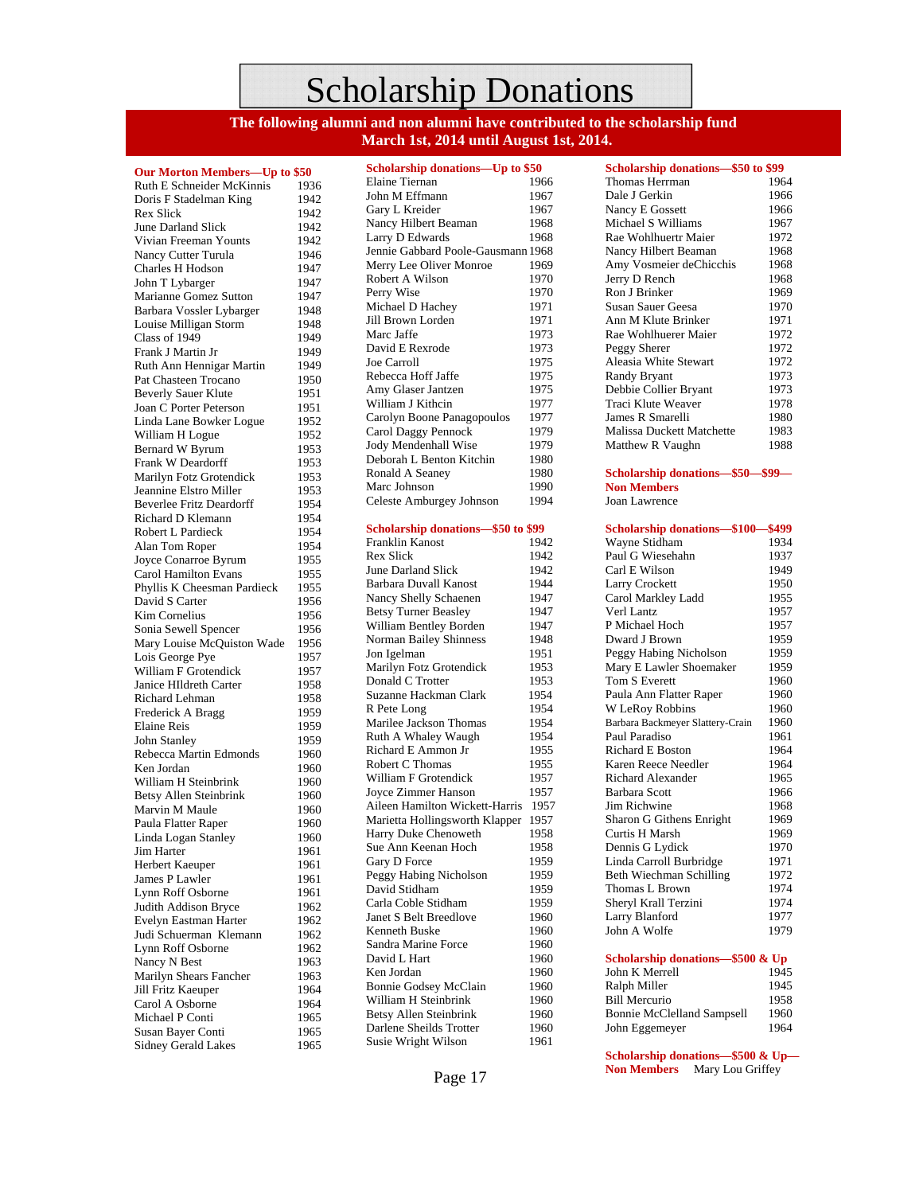# Scholarship Donations

**The following alumni and non alumni have contributed to the scholarship fund March 1st, 2014 until August 1st, 2014.**

## Our Morton Members—Up to $50

| Name | Year |
|---|---|
| Ruth E Schneider McKinnis | 1936 |
| Doris F Stadelman King | 1942 |
| Rex Slick | 1942 |
| June Darland Slick | 1942 |
| Vivian Freeman Younts | 1942 |
| Nancy Cutter Turula | 1946 |
| Charles H Hodson | 1947 |
| John T Lybarger | 1947 |
| Marianne Gomez Sutton | 1947 |
| Barbara Vossler Lybarger | 1948 |
| Louise Milligan Storm | 1948 |
| Class of 1949 | 1949 |
| Frank J Martin Jr | 1949 |
| Ruth Ann Hennigar Martin | 1949 |
| Pat Chasteen Trocano | 1950 |
| Beverly Sauer Klute | 1951 |
| Joan C Porter Peterson | 1951 |
| Linda Lane Bowker Logue | 1952 |
| William H Logue | 1952 |
| Bernard W Byrum | 1953 |
| Frank W Deardorff | 1953 |
| Marilyn Fotz Grotendick | 1953 |
| Jeannine Elstro Miller | 1953 |
| Beverlee Fritz Deardorff | 1954 |
| Richard D Klemann | 1954 |
| Robert L Pardieck | 1954 |
| Alan Tom Roper | 1954 |
| Joyce Conarroe Byrum | 1955 |
| Carol Hamilton Evans | 1955 |
| Phyllis K Cheesman Pardieck | 1955 |
| David S Carter | 1956 |
| Kim Cornelius | 1956 |
| Sonia Sewell Spencer | 1956 |
| Mary Louise McQuiston Wade | 1956 |
| Lois George Pye | 1957 |
| William F Grotendick | 1957 |
| Janice HIldreth Carter | 1958 |
| Richard Lehman | 1958 |
| Frederick A Bragg | 1959 |
| Elaine Reis | 1959 |
| John Stanley | 1959 |
| Rebecca Martin Edmonds | 1960 |
| Ken Jordan | 1960 |
| William H Steinbrink | 1960 |
| Betsy Allen Steinbrink | 1960 |
| Marvin M Maule | 1960 |
| Paula Flatter Raper | 1960 |
| Linda Logan Stanley | 1960 |
| Jim Harter | 1961 |
| Herbert Kaeuper | 1961 |
| James P Lawler | 1961 |
| Lynn Roff Osborne | 1961 |
| Judith Addison Bryce | 1962 |
| Evelyn Eastman Harter | 1962 |
| Judi Schuerman Klemann | 1962 |
| Lynn Roff Osborne | 1962 |
| Nancy N Best | 1963 |
| Marilyn Shears Fancher | 1963 |
| Jill Fritz Kaeuper | 1964 |
| Carol A Osborne | 1964 |
| Michael P Conti | 1965 |
| Susan Bayer Conti | 1965 |
| Sidney Gerald Lakes | 1965 |

## Scholarship donations—Up to $50

| Name | Year |
|---|---|
| Elaine Tiernan | 1966 |
| John M Effmann | 1967 |
| Gary L Kreider | 1967 |
| Nancy Hilbert Beaman | 1968 |
| Larry D Edwards | 1968 |
| Jennie Gabbard Poole-Gausmann | 1968 |
| Merry Lee Oliver Monroe | 1969 |
| Robert A Wilson | 1970 |
| Perry Wise | 1970 |
| Michael D Hachey | 1971 |
| Jill Brown Lorden | 1971 |
| Marc Jaffe | 1973 |
| David E Rexrode | 1973 |
| Joe Carroll | 1975 |
| Rebecca Hoff Jaffe | 1975 |
| Amy Glaser Jantzen | 1975 |
| William J Kithcin | 1977 |
| Carolyn Boone Panagopoulos | 1977 |
| Carol Daggy Pennock | 1979 |
| Jody Mendenhall Wise | 1979 |
| Deborah L Benton Kitchin | 1980 |
| Ronald A Seaney | 1980 |
| Marc Johnson | 1990 |
| Celeste Amburgey Johnson | 1994 |

## Scholarship donations—$50 to $99

| Name | Year |
|---|---|
| Franklin Kanost | 1942 |
| Rex Slick | 1942 |
| June Darland Slick | 1942 |
| Barbara Duvall Kanost | 1944 |
| Nancy Shelly Schaenen | 1947 |
| Betsy Turner Beasley | 1947 |
| William Bentley Borden | 1947 |
| Norman Bailey Shinness | 1948 |
| Jon Igelman | 1951 |
| Marilyn Fotz Grotendick | 1953 |
| Donald C Trotter | 1953 |
| Suzanne Hackman Clark | 1954 |
| R Pete Long | 1954 |
| Marilee Jackson Thomas | 1954 |
| Ruth A Whaley Waugh | 1954 |
| Richard E Ammon Jr | 1955 |
| Robert C Thomas | 1955 |
| William F Grotendick | 1957 |
| Joyce Zimmer Hanson | 1957 |
| Aileen Hamilton Wickett-Harris | 1957 |
| Marietta Hollingsworth Klapper | 1957 |
| Harry Duke Chenoweth | 1958 |
| Sue Ann Keenan Hoch | 1958 |
| Gary D Force | 1959 |
| Peggy Habing Nicholson | 1959 |
| David Stidham | 1959 |
| Carla Coble Stidham | 1959 |
| Janet S Belt Breedlove | 1960 |
| Kenneth Buske | 1960 |
| Sandra Marine Force | 1960 |
| David L Hart | 1960 |
| Ken Jordan | 1960 |
| Bonnie Godsey McClain | 1960 |
| William H Steinbrink | 1960 |
| Betsy Allen Steinbrink | 1960 |
| Darlene Sheilds Trotter | 1960 |
| Susie Wright Wilson | 1961 |

## Scholarship donations—$50 to $99

| Name | Year |
|---|---|
| Thomas Herrman | 1964 |
| Dale J Gerkin | 1966 |
| Nancy E Gossett | 1966 |
| Michael S Williams | 1967 |
| Rae Wohlhuertr Maier | 1972 |
| Nancy Hilbert Beaman | 1968 |
| Amy Vosmeier deChicchis | 1968 |
| Jerry D Rench | 1968 |
| Ron J Brinker | 1969 |
| Susan Sauer Geesa | 1970 |
| Ann M Klute Brinker | 1971 |
| Rae Wohlhuerer Maier | 1972 |
| Peggy Sherer | 1972 |
| Aleasia White Stewart | 1972 |
| Randy Bryant | 1973 |
| Debbie Collier Bryant | 1973 |
| Traci Klute Weaver | 1978 |
| James R Smarelli | 1980 |
| Malissa Duckett Matchette | 1983 |
| Matthew R Vaughn | 1988 |

## Scholarship donations—$50—$99—Non Members

Joan Lawrence

## Scholarship donations—$100—$499

| Name | Year |
|---|---|
| Wayne Stidham | 1934 |
| Paul G Wiesehahn | 1937 |
| Carl E Wilson | 1949 |
| Larry Crockett | 1950 |
| Carol Markley Ladd | 1955 |
| Verl Lantz | 1957 |
| P Michael Hoch | 1957 |
| Dward J Brown | 1959 |
| Peggy Habing Nicholson | 1959 |
| Mary E Lawler Shoemaker | 1959 |
| Tom S Everett | 1960 |
| Paula Ann Flatter Raper | 1960 |
| W LeRoy Robbins | 1960 |
| Barbara Backmeyer Slattery-Crain | 1960 |
| Paul Paradiso | 1961 |
| Richard E Boston | 1964 |
| Karen Reece Needler | 1964 |
| Richard Alexander | 1965 |
| Barbara Scott | 1966 |
| Jim Richwine | 1968 |
| Sharon G Githens Enright | 1969 |
| Curtis H Marsh | 1969 |
| Dennis G Lydick | 1970 |
| Linda Carroll Burbridge | 1971 |
| Beth Wiechman Schilling | 1972 |
| Thomas L Brown | 1974 |
| Sheryl Krall Terzini | 1974 |
| Larry Blanford | 1977 |
| John A Wolfe | 1979 |

## Scholarship donations—$500 & Up

| Name | Year |
|---|---|
| John K Merrell | 1945 |
| Ralph Miller | 1945 |
| Bill Mercurio | 1958 |
| Bonnie McClelland Sampsell | 1960 |
| John Eggemeyer | 1964 |

## Scholarship donations—$500 & Up—Non Members

Mary Lou Griffey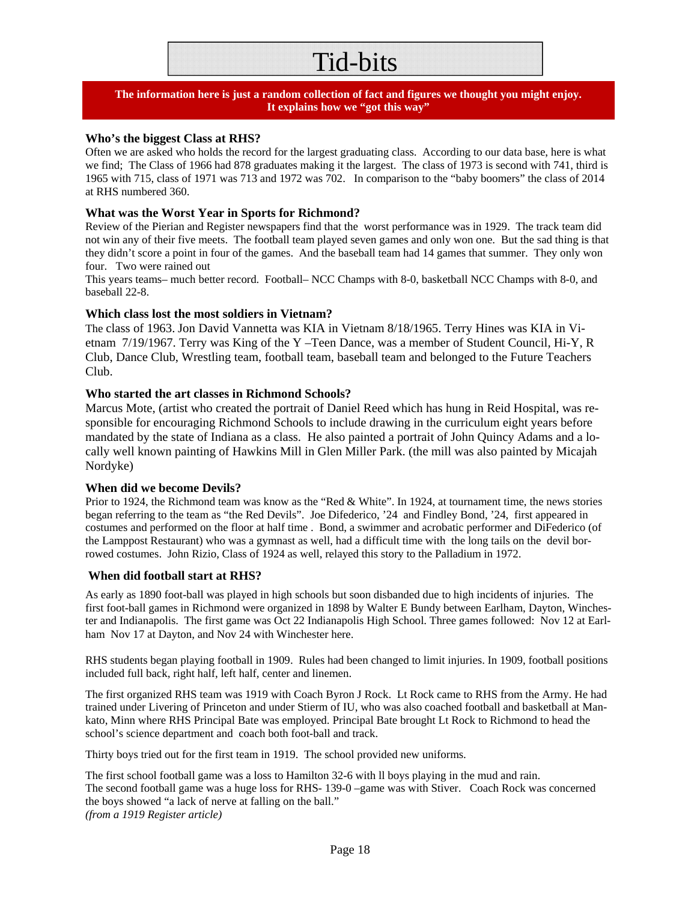# Tid-bits

**The information here is just a random collection of fact and figures we thought you might enjoy. It explains how we "got this way"**

### Who's the biggest Class at RHS?

Often we are asked who holds the record for the largest graduating class. According to our data base, here is what we find; The Class of 1966 had 878 graduates making it the largest. The class of 1973 is second with 741, third is 1965 with 715, class of 1971 was 713 and 1972 was 702. In comparison to the "baby boomers" the class of 2014 at RHS numbered 360.

### What was the Worst Year in Sports for Richmond?

Review of the Pierian and Register newspapers find that the worst performance was in 1929. The track team did not win any of their five meets. The football team played seven games and only won one. But the sad thing is that they didn't score a point in four of the games. And the baseball team had 14 games that summer. They only won four. Two were rained out

This years teams– much better record. Football– NCC Champs with 8-0, basketball NCC Champs with 8-0, and baseball 22-8.

### Which class lost the most soldiers in Vietnam?

The class of 1963. Jon David Vannetta was KIA in Vietnam 8/18/1965. Terry Hines was KIA in Vietnam 7/19/1967. Terry was King of the Y –Teen Dance, was a member of Student Council, Hi-Y, R Club, Dance Club, Wrestling team, football team, baseball team and belonged to the Future Teachers Club.

### Who started the art classes in Richmond Schools?

Marcus Mote, (artist who created the portrait of Daniel Reed which has hung in Reid Hospital, was responsible for encouraging Richmond Schools to include drawing in the curriculum eight years before mandated by the state of Indiana as a class. He also painted a portrait of John Quincy Adams and a locally well known painting of Hawkins Mill in Glen Miller Park. (the mill was also painted by Micajah Nordyke)

### When did we become Devils?

Prior to 1924, the Richmond team was know as the "Red & White". In 1924, at tournament time, the news stories began referring to the team as "the Red Devils". Joe Difederico, '24 and Findley Bond, '24, first appeared in costumes and performed on the floor at half time . Bond, a swimmer and acrobatic performer and DiFederico (of the Lamppost Restaurant) who was a gymnast as well, had a difficult time with the long tails on the devil borrowed costumes. John Rizio, Class of 1924 as well, relayed this story to the Palladium in 1972.

### When did football start at RHS?

As early as 1890 foot-ball was played in high schools but soon disbanded due to high incidents of injuries. The first foot-ball games in Richmond were organized in 1898 by Walter E Bundy between Earlham, Dayton, Winchester and Indianapolis. The first game was Oct 22 Indianapolis High School. Three games followed: Nov 12 at Earlham Nov 17 at Dayton, and Nov 24 with Winchester here.

RHS students began playing football in 1909. Rules had been changed to limit injuries. In 1909, football positions included full back, right half, left half, center and linemen.

The first organized RHS team was 1919 with Coach Byron J Rock. Lt Rock came to RHS from the Army. He had trained under Livering of Princeton and under Stierm of IU, who was also coached football and basketball at Mankato, Minn where RHS Principal Bate was employed. Principal Bate brought Lt Rock to Richmond to head the school's science department and coach both foot-ball and track.

Thirty boys tried out for the first team in 1919. The school provided new uniforms.

The first school football game was a loss to Hamilton 32-6 with ll boys playing in the mud and rain.
The second football game was a huge loss for RHS- 139-0 –game was with Stiver. Coach Rock was concerned the boys showed "a lack of nerve at falling on the ball."
*(from a 1919 Register article)*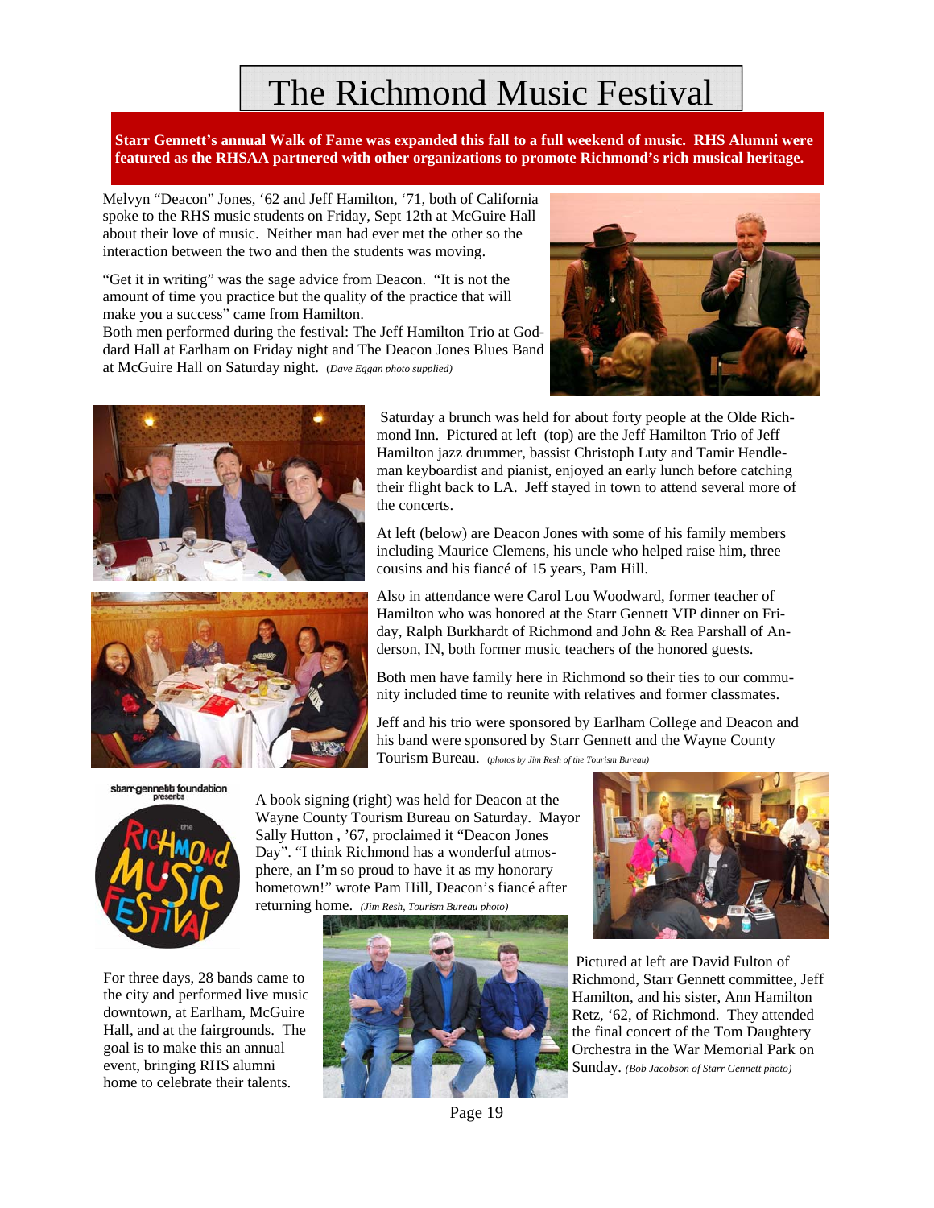# The Richmond Music Festival

**Starr Gennett's annual Walk of Fame was expanded this fall to a full weekend of music. RHS Alumni were featured as the RHSAA partnered with other organizations to promote Richmond's rich musical heritage.**

Melvyn "Deacon" Jones, '62 and Jeff Hamilton, '71, both of California spoke to the RHS music students on Friday, Sept 12th at McGuire Hall about their love of music. Neither man had ever met the other so the interaction between the two and then the students was moving.

"Get it in writing" was the sage advice from Deacon. "It is not the amount of time you practice but the quality of the practice that will make you a success" came from Hamilton.

Both men performed during the festival: The Jeff Hamilton Trio at Goddard Hall at Earlham on Friday night and The Deacon Jones Blues Band at McGuire Hall on Saturday night. *(Dave Eggan photo supplied)*

Saturday a brunch was held for about forty people at the Olde Richmond Inn. Pictured at left (top) are the Jeff Hamilton Trio of Jeff Hamilton jazz drummer, bassist Christoph Luty and Tamir Hendleman keyboardist and pianist, enjoyed an early lunch before catching their flight back to LA. Jeff stayed in town to attend several more of the concerts.

At left (below) are Deacon Jones with some of his family members including Maurice Clemens, his uncle who helped raise him, three cousins and his fiancé of 15 years, Pam Hill.

Also in attendance were Carol Lou Woodward, former teacher of Hamilton who was honored at the Starr Gennett VIP dinner on Friday, Ralph Burkhardt of Richmond and John & Rea Parshall of Anderson, IN, both former music teachers of the honored guests.

Both men have family here in Richmond so their ties to our community included time to reunite with relatives and former classmates.

Jeff and his trio were sponsored by Earlham College and Deacon and his band were sponsored by Starr Gennett and the Wayne County Tourism Bureau. *(photos by Jim Resh of the Tourism Bureau)*

starr-gennett foundation presents the Richmond Music Festival

A book signing (right) was held for Deacon at the Wayne County Tourism Bureau on Saturday. Mayor Sally Hutton , '67, proclaimed it "Deacon Jones Day". "I think Richmond has a wonderful atmosphere, an I'm so proud to have it as my honorary hometown!" wrote Pam Hill, Deacon's fiancé after returning home. *(Jim Resh, Tourism Bureau photo)*

For three days, 28 bands came to the city and performed live music downtown, at Earlham, McGuire Hall, and at the fairgrounds. The goal is to make this an annual event, bringing RHS alumni home to celebrate their talents.

Pictured at left are David Fulton of Richmond, Starr Gennett committee, Jeff Hamilton, and his sister, Ann Hamilton Retz, '62, of Richmond. They attended the final concert of the Tom Daughtery Orchestra in the War Memorial Park on Sunday. *(Bob Jacobson of Starr Gennett photo)*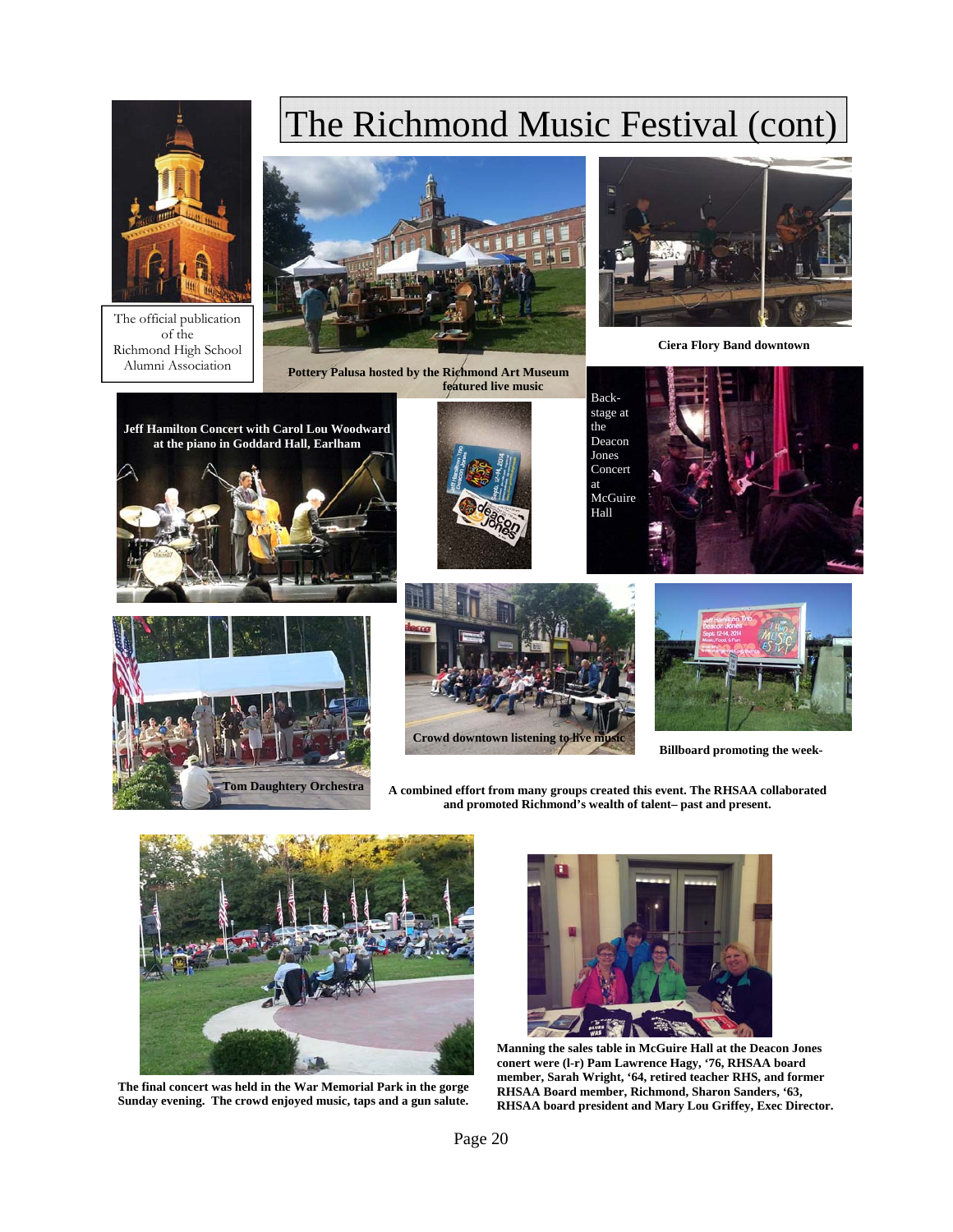# The Richmond Music Festival (cont)

The official publication of the Richmond High School Alumni Association

**Pottery Palusa hosted by the Richmond Art Museum featured live music**

**Ciera Flory Band downtown**

**Jeff Hamilton Concert with Carol Lou Woodward at the piano in Goddard Hall, Earlham**

Back-stage at the Deacon Jones Concert at McGuire Hall

**Tom Daughtery Orchestra**

**Crowd downtown listening to live music**

**Billboard promoting the week-**

**A combined effort from many groups created this event. The RHSAA collaborated and promoted Richmond's wealth of talent– past and present.**

**The final concert was held in the War Memorial Park in the gorge Sunday evening. The crowd enjoyed music, taps and a gun salute.**

**Manning the sales table in McGuire Hall at the Deacon Jones conert were (l-r) Pam Lawrence Hagy, '76, RHSAA board member, Sarah Wright, '64, retired teacher RHS, and former RHSAA Board member, Richmond, Sharon Sanders, '63, RHSAA board president and Mary Lou Griffey, Exec Director.**